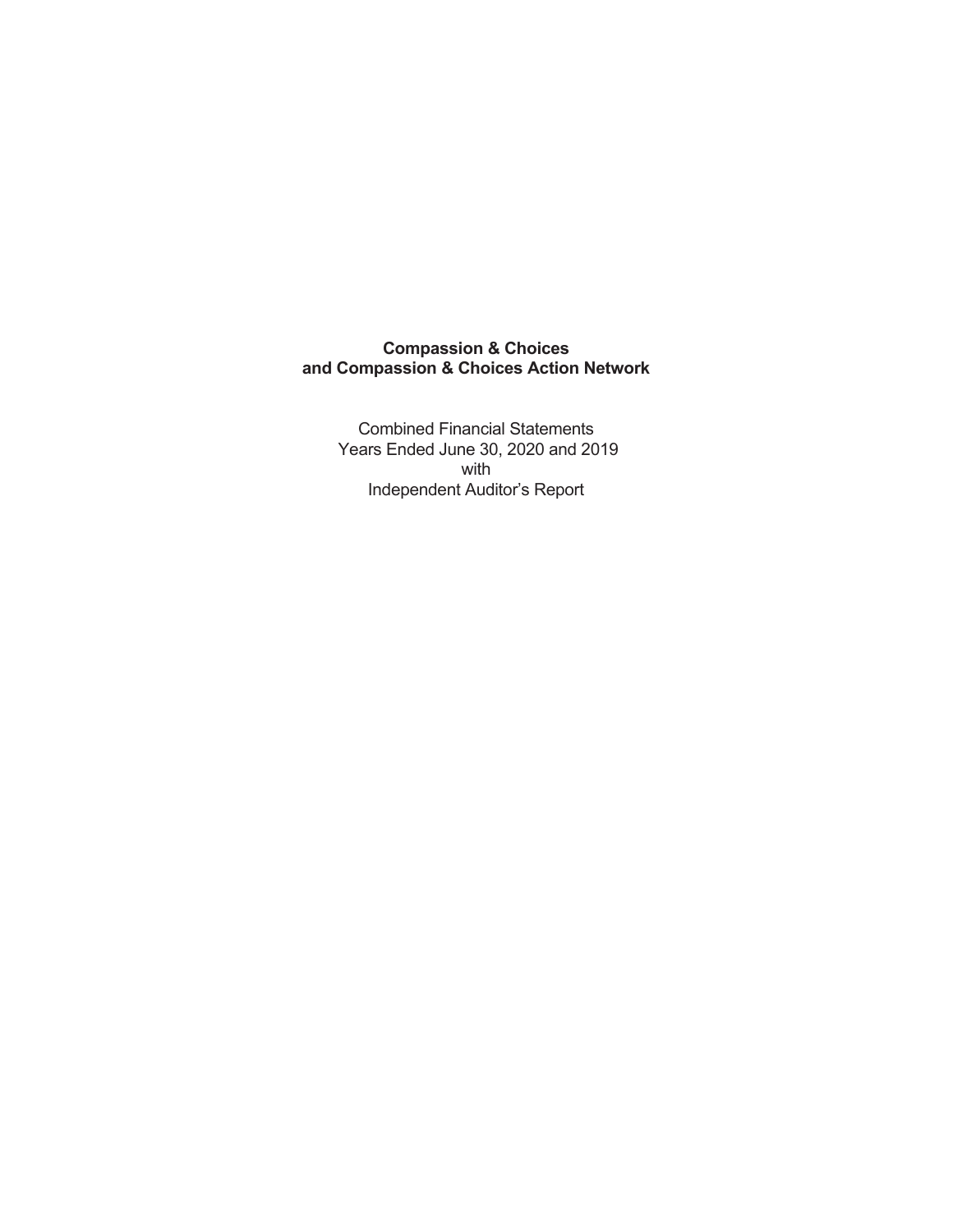**Compassion & Choices**
**and Compassion & Choices Action Network**

Combined Financial Statements
Years Ended June 30, 2020 and 2019
with
Independent Auditor's Report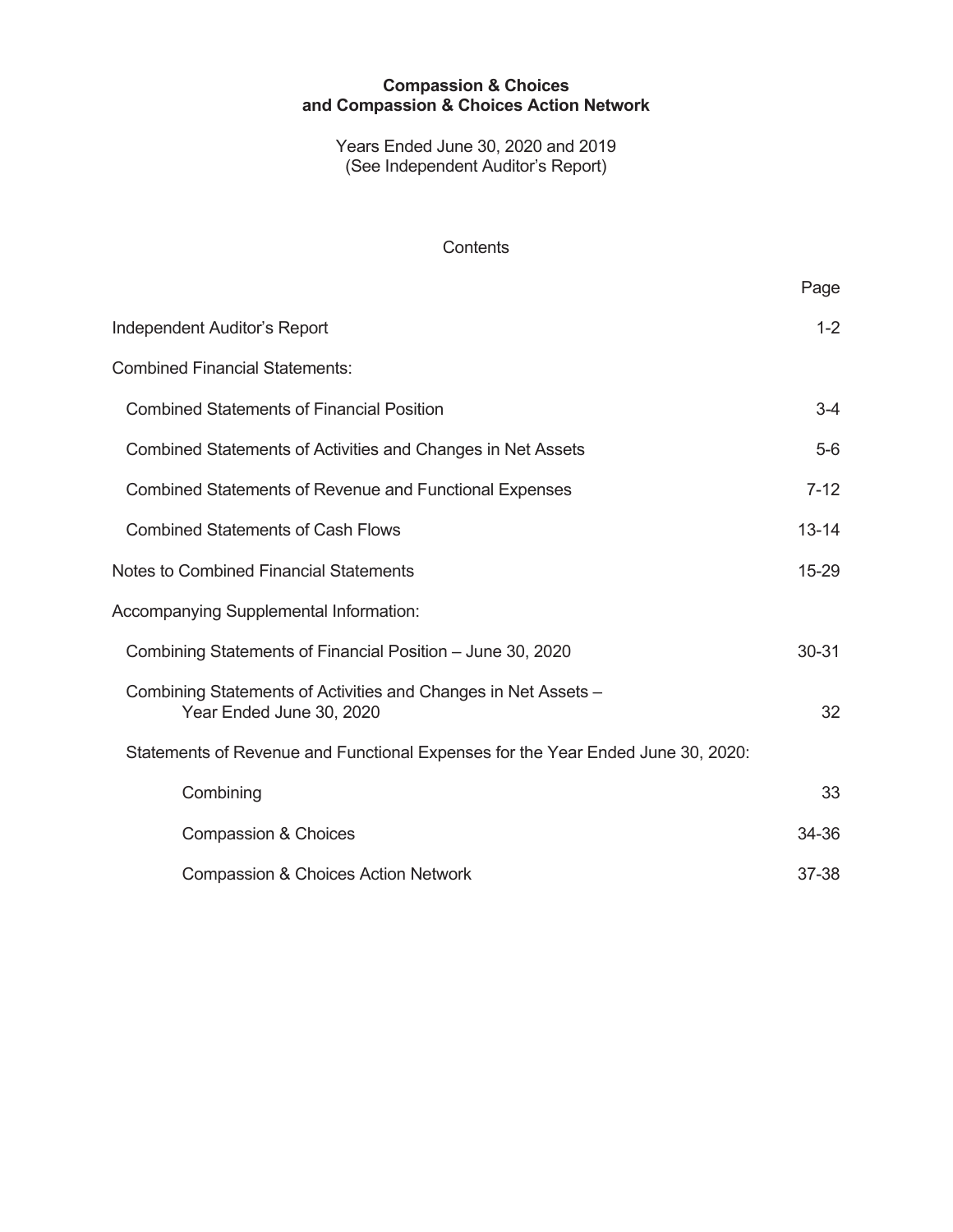**Compassion & Choices**
**and Compassion & Choices Action Network**

Years Ended June 30, 2020 and 2019
(See Independent Auditor's Report)

Contents

| | Page |
|---|---|
| Independent Auditor's Report | 1-2 |
| Combined Financial Statements: | |
| Combined Statements of Financial Position | 3-4 |
| Combined Statements of Activities and Changes in Net Assets | 5-6 |
| Combined Statements of Revenue and Functional Expenses | 7-12 |
| Combined Statements of Cash Flows | 13-14 |
| Notes to Combined Financial Statements | 15-29 |
| Accompanying Supplemental Information: | |
| Combining Statements of Financial Position – June 30, 2020 | 30-31 |
| Combining Statements of Activities and Changes in Net Assets – Year Ended June 30, 2020 | 32 |
| Statements of Revenue and Functional Expenses for the Year Ended June 30, 2020: | |
| Combining | 33 |
| Compassion & Choices | 34-36 |
| Compassion & Choices Action Network | 37-38 |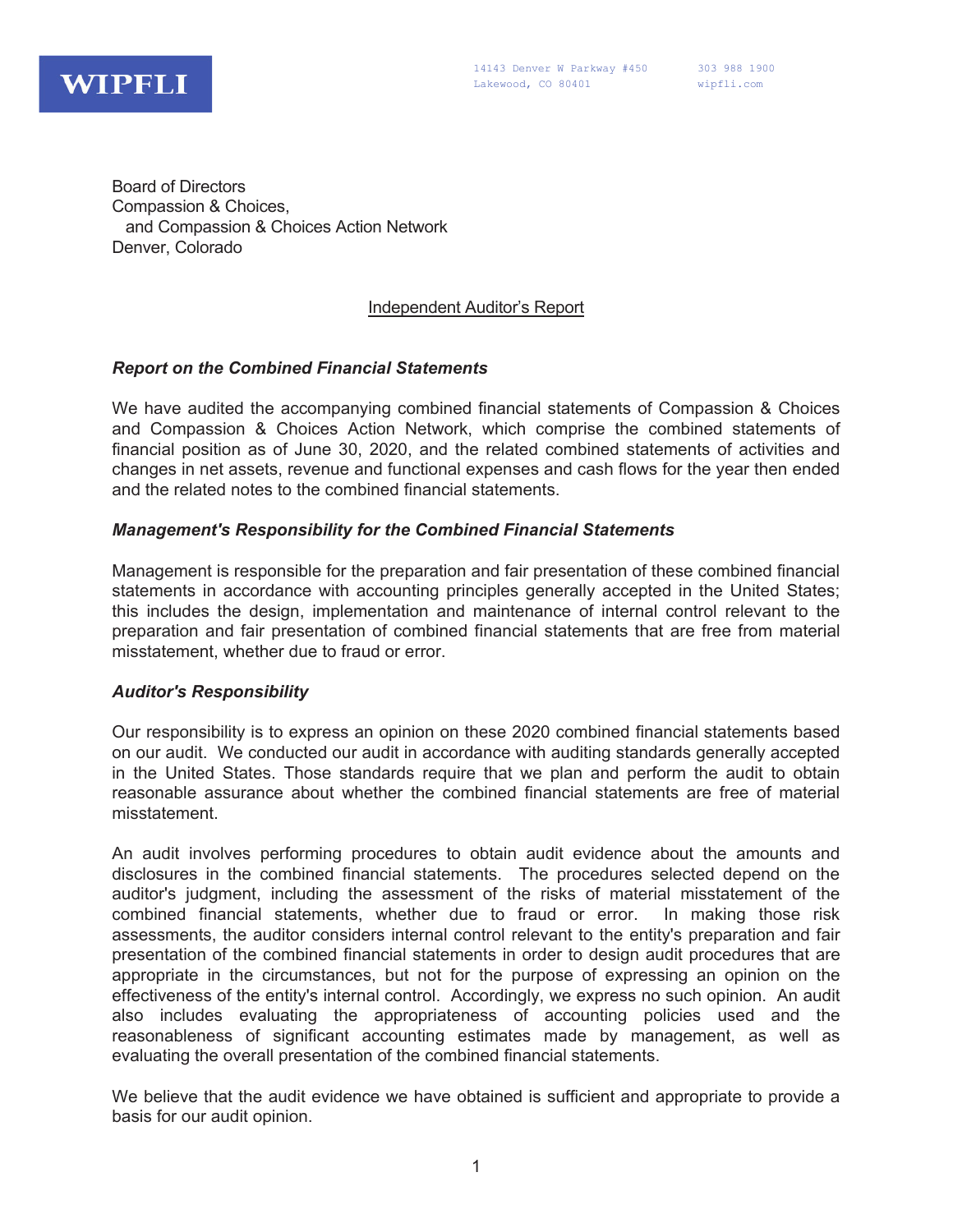WIPFLI

14143 Denver W Parkway #450
Lakewood, CO 80401

303 988 1900
wipfli.com

Board of Directors
Compassion & Choices,
and Compassion & Choices Action Network
Denver, Colorado

## Independent Auditor's Report

### *Report on the Combined Financial Statements*

We have audited the accompanying combined financial statements of Compassion & Choices and Compassion & Choices Action Network, which comprise the combined statements of financial position as of June 30, 2020, and the related combined statements of activities and changes in net assets, revenue and functional expenses and cash flows for the year then ended and the related notes to the combined financial statements.

### *Management's Responsibility for the Combined Financial Statements*

Management is responsible for the preparation and fair presentation of these combined financial statements in accordance with accounting principles generally accepted in the United States; this includes the design, implementation and maintenance of internal control relevant to the preparation and fair presentation of combined financial statements that are free from material misstatement, whether due to fraud or error.

### *Auditor's Responsibility*

Our responsibility is to express an opinion on these 2020 combined financial statements based on our audit. We conducted our audit in accordance with auditing standards generally accepted in the United States. Those standards require that we plan and perform the audit to obtain reasonable assurance about whether the combined financial statements are free of material misstatement.

An audit involves performing procedures to obtain audit evidence about the amounts and disclosures in the combined financial statements. The procedures selected depend on the auditor's judgment, including the assessment of the risks of material misstatement of the combined financial statements, whether due to fraud or error. In making those risk assessments, the auditor considers internal control relevant to the entity's preparation and fair presentation of the combined financial statements in order to design audit procedures that are appropriate in the circumstances, but not for the purpose of expressing an opinion on the effectiveness of the entity's internal control. Accordingly, we express no such opinion. An audit also includes evaluating the appropriateness of accounting policies used and the reasonableness of significant accounting estimates made by management, as well as evaluating the overall presentation of the combined financial statements.

We believe that the audit evidence we have obtained is sufficient and appropriate to provide a basis for our audit opinion.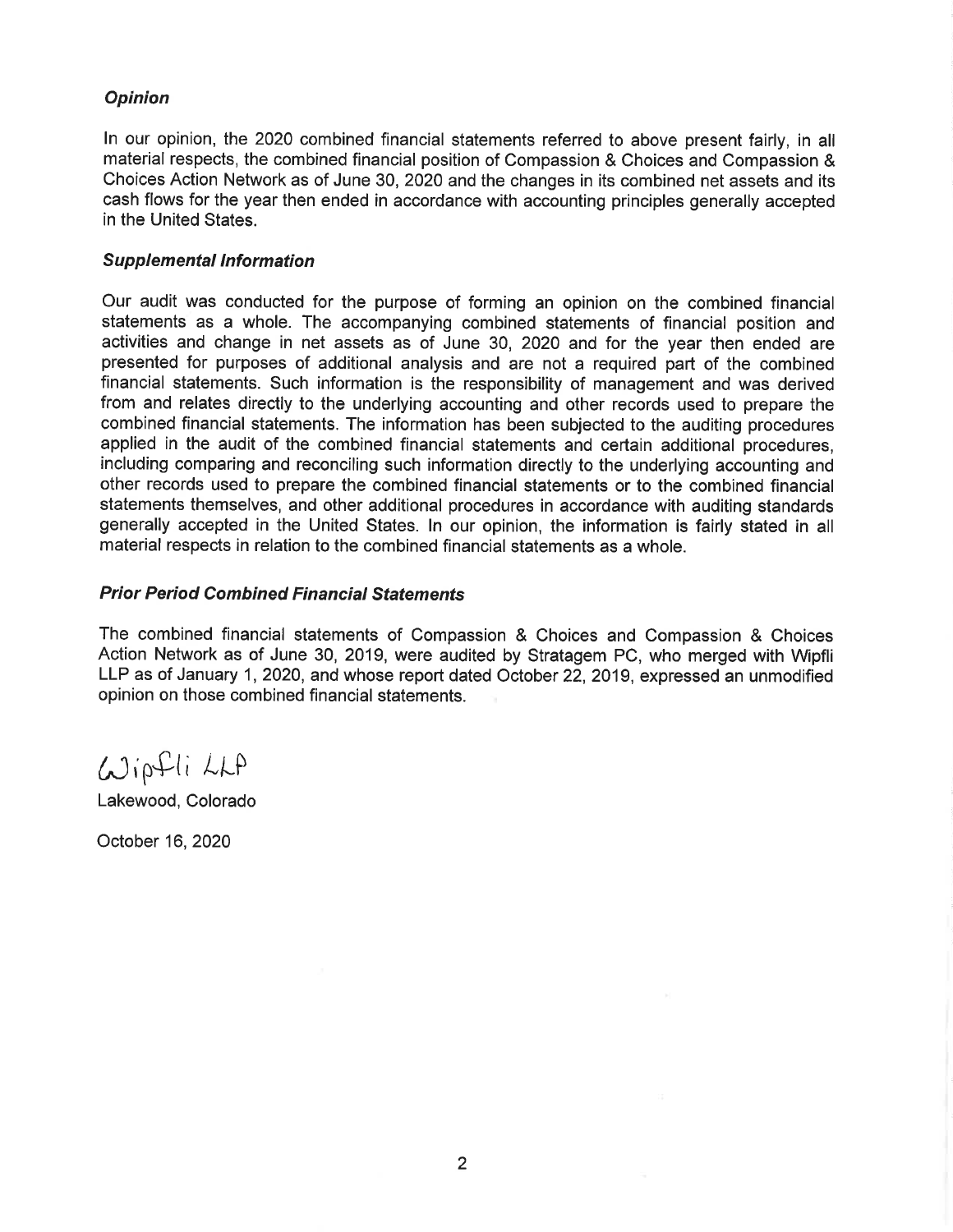### *Opinion*

In our opinion, the 2020 combined financial statements referred to above present fairly, in all material respects, the combined financial position of Compassion & Choices and Compassion & Choices Action Network as of June 30, 2020 and the changes in its combined net assets and its cash flows for the year then ended in accordance with accounting principles generally accepted in the United States.

### *Supplemental Information*

Our audit was conducted for the purpose of forming an opinion on the combined financial statements as a whole. The accompanying combined statements of financial position and activities and change in net assets as of June 30, 2020 and for the year then ended are presented for purposes of additional analysis and are not a required part of the combined financial statements. Such information is the responsibility of management and was derived from and relates directly to the underlying accounting and other records used to prepare the combined financial statements. The information has been subjected to the auditing procedures applied in the audit of the combined financial statements and certain additional procedures, including comparing and reconciling such information directly to the underlying accounting and other records used to prepare the combined financial statements or to the combined financial statements themselves, and other additional procedures in accordance with auditing standards generally accepted in the United States. In our opinion, the information is fairly stated in all material respects in relation to the combined financial statements as a whole.

### *Prior Period Combined Financial Statements*

The combined financial statements of Compassion & Choices and Compassion & Choices Action Network as of June 30, 2019, were audited by Stratagem PC, who merged with Wipfli LLP as of January 1, 2020, and whose report dated October 22, 2019, expressed an unmodified opinion on those combined financial statements.

Wipfli LLP

Lakewood, Colorado

October 16, 2020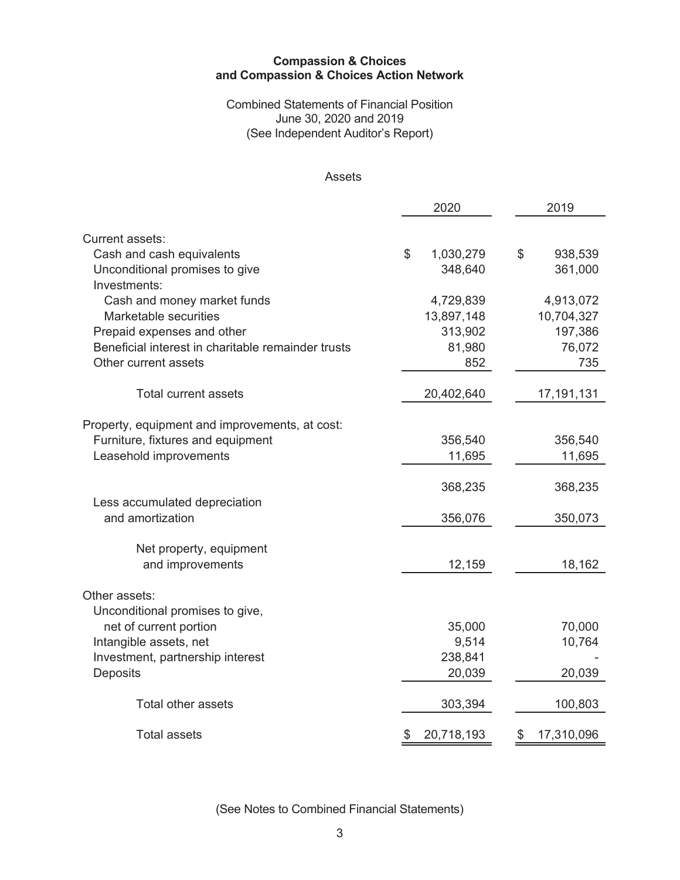**Compassion & Choices**
**and Compassion & Choices Action Network**

Combined Statements of Financial Position
June 30, 2020 and 2019
(See Independent Auditor's Report)

Assets

| | 2020 | 2019 |
|---|---|---|
| Current assets: | | |
| Cash and cash equivalents | $ 1,030,279 | $ 938,539 |
| Unconditional promises to give | 348,640 | 361,000 |
| Investments: | | |
| Cash and money market funds | 4,729,839 | 4,913,072 |
| Marketable securities | 13,897,148 | 10,704,327 |
| Prepaid expenses and other | 313,902 | 197,386 |
| Beneficial interest in charitable remainder trusts | 81,980 | 76,072 |
| Other current assets | 852 | 735 |
| Total current assets | 20,402,640 | 17,191,131 |
| Property, equipment and improvements, at cost: | | |
| Furniture, fixtures and equipment | 356,540 | 356,540 |
| Leasehold improvements | 11,695 | 11,695 |
| | 368,235 | 368,235 |
| Less accumulated depreciation and amortization | 356,076 | 350,073 |
| Net property, equipment and improvements | 12,159 | 18,162 |
| Other assets: | | |
| Unconditional promises to give, net of current portion | 35,000 | 70,000 |
| Intangible assets, net | 9,514 | 10,764 |
| Investment, partnership interest | 238,841 | - |
| Deposits | 20,039 | 20,039 |
| Total other assets | 303,394 | 100,803 |
| Total assets | $ 20,718,193 | $ 17,310,096 |

(See Notes to Combined Financial Statements)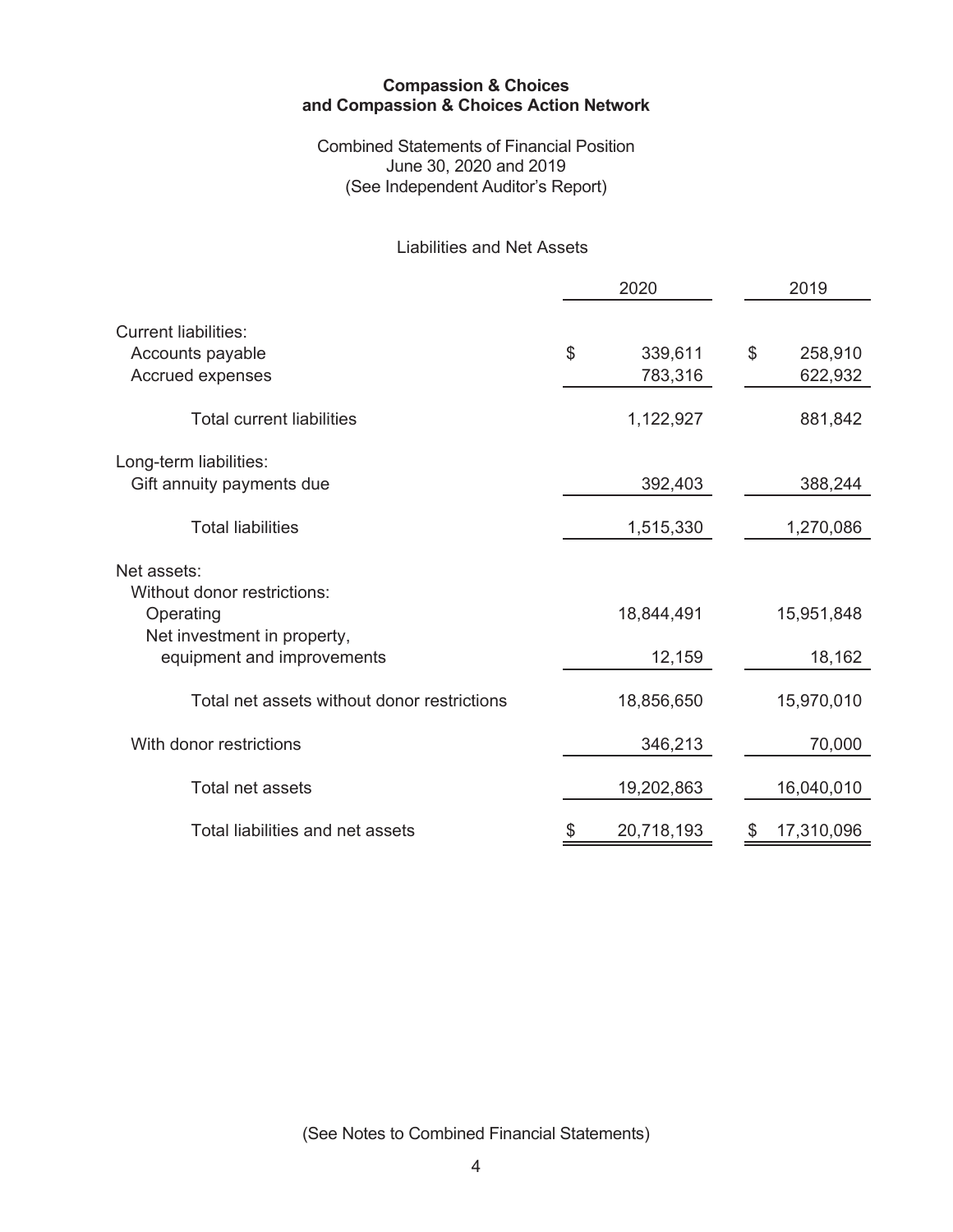**Compassion & Choices**
**and Compassion & Choices Action Network**

Combined Statements of Financial Position
June 30, 2020 and 2019
(See Independent Auditor's Report)

Liabilities and Net Assets

| | 2020 | 2019 |
|---|---|---|
| Current liabilities: | | |
| Accounts payable | $ 339,611 | $ 258,910 |
| Accrued expenses | 783,316 | 622,932 |
| Total current liabilities | 1,122,927 | 881,842 |
| Long-term liabilities: | | |
| Gift annuity payments due | 392,403 | 388,244 |
| Total liabilities | 1,515,330 | 1,270,086 |
| Net assets: | | |
| Without donor restrictions: | | |
| Operating | 18,844,491 | 15,951,848 |
| Net investment in property, equipment and improvements | 12,159 | 18,162 |
| Total net assets without donor restrictions | 18,856,650 | 15,970,010 |
| With donor restrictions | 346,213 | 70,000 |
| Total net assets | 19,202,863 | 16,040,010 |
| Total liabilities and net assets | $ 20,718,193 | $ 17,310,096 |

(See Notes to Combined Financial Statements)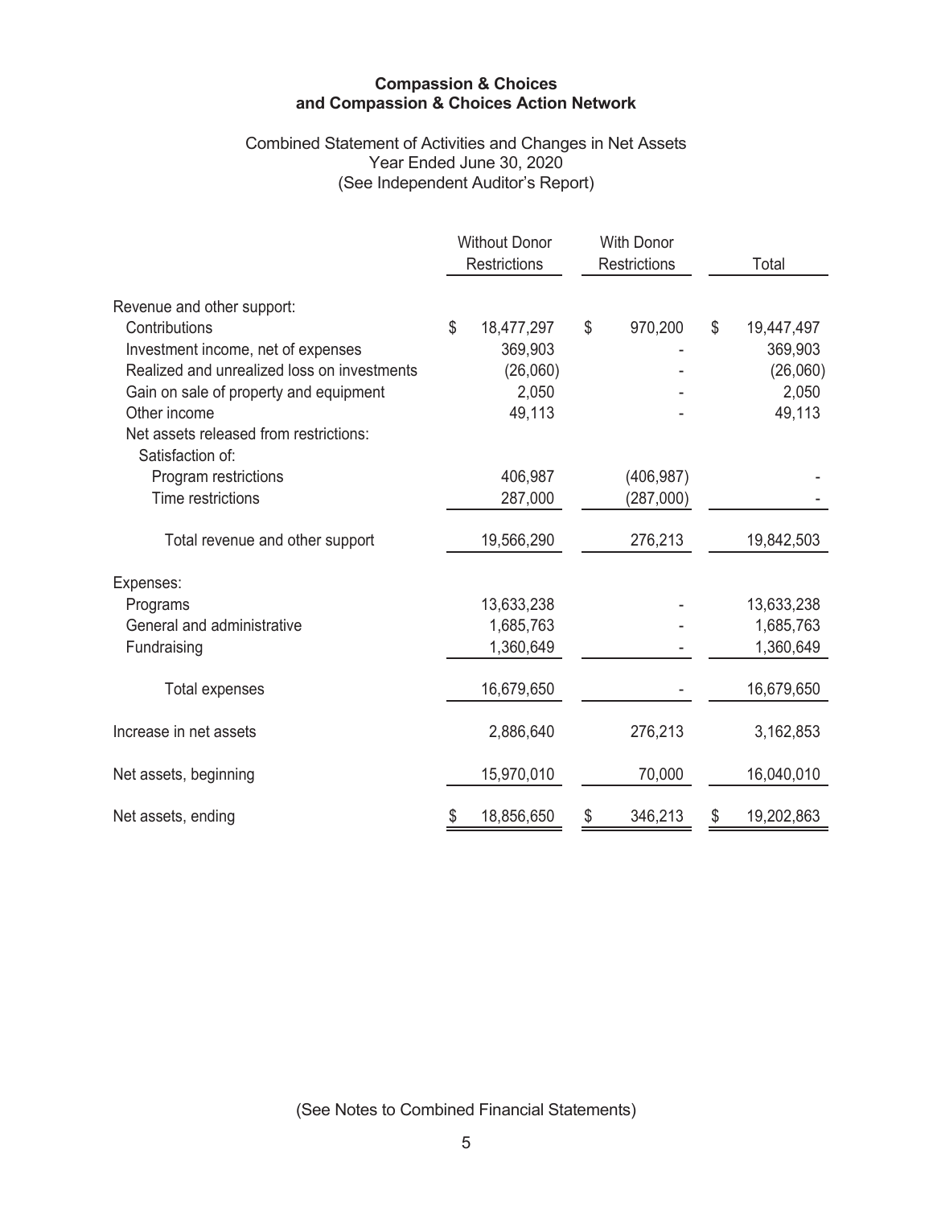**Compassion & Choices**
**and Compassion & Choices Action Network**

Combined Statement of Activities and Changes in Net Assets
Year Ended June 30, 2020
(See Independent Auditor's Report)

| | Without Donor Restrictions | With Donor Restrictions | Total |
|---|---|---|---|
| Revenue and other support: | | | |
| Contributions | $ 18,477,297 | $ 970,200 | $ 19,447,497 |
| Investment income, net of expenses | 369,903 | - | 369,903 |
| Realized and unrealized loss on investments | (26,060) | - | (26,060) |
| Gain on sale of property and equipment | 2,050 | - | 2,050 |
| Other income | 49,113 | - | 49,113 |
| Net assets released from restrictions: | | | |
| Satisfaction of: | | | |
| Program restrictions | 406,987 | (406,987) | - |
| Time restrictions | 287,000 | (287,000) | - |
| Total revenue and other support | 19,566,290 | 276,213 | 19,842,503 |
| Expenses: | | | |
| Programs | 13,633,238 | - | 13,633,238 |
| General and administrative | 1,685,763 | - | 1,685,763 |
| Fundraising | 1,360,649 | - | 1,360,649 |
| Total expenses | 16,679,650 | - | 16,679,650 |
| Increase in net assets | 2,886,640 | 276,213 | 3,162,853 |
| Net assets, beginning | 15,970,010 | 70,000 | 16,040,010 |
| Net assets, ending | $ 18,856,650 | $ 346,213 | $ 19,202,863 |

(See Notes to Combined Financial Statements)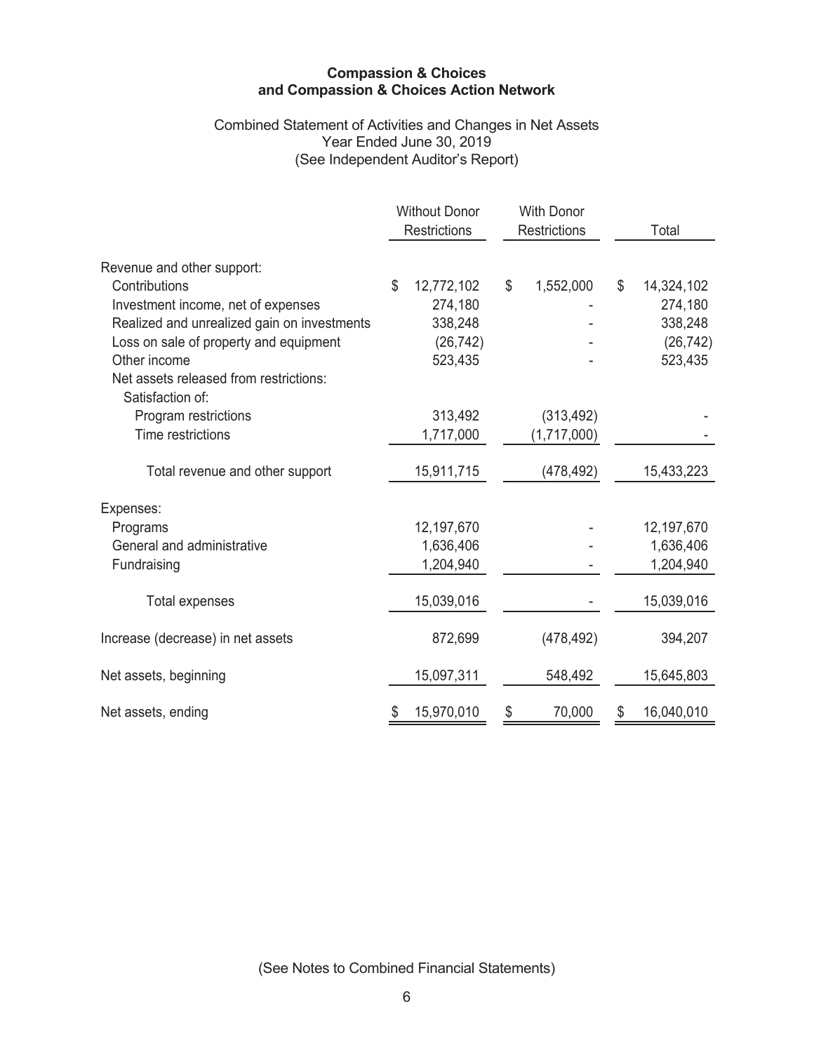**Compassion & Choices**
**and Compassion & Choices Action Network**

Combined Statement of Activities and Changes in Net Assets
Year Ended June 30, 2019
(See Independent Auditor's Report)

| | Without Donor Restrictions | With Donor Restrictions | Total |
|---|---|---|---|
| Revenue and other support: | | | |
| Contributions | $ 12,772,102 | $ 1,552,000 | $ 14,324,102 |
| Investment income, net of expenses | 274,180 | - | 274,180 |
| Realized and unrealized gain on investments | 338,248 | - | 338,248 |
| Loss on sale of property and equipment | (26,742) | - | (26,742) |
| Other income | 523,435 | - | 523,435 |
| Net assets released from restrictions: | | | |
| Satisfaction of: | | | |
| Program restrictions | 313,492 | (313,492) | - |
| Time restrictions | 1,717,000 | (1,717,000) | - |
| Total revenue and other support | 15,911,715 | (478,492) | 15,433,223 |
| Expenses: | | | |
| Programs | 12,197,670 | - | 12,197,670 |
| General and administrative | 1,636,406 | - | 1,636,406 |
| Fundraising | 1,204,940 | - | 1,204,940 |
| Total expenses | 15,039,016 | - | 15,039,016 |
| Increase (decrease) in net assets | 872,699 | (478,492) | 394,207 |
| Net assets, beginning | 15,097,311 | 548,492 | 15,645,803 |
| Net assets, ending | $ 15,970,010 | $ 70,000 | $ 16,040,010 |

(See Notes to Combined Financial Statements)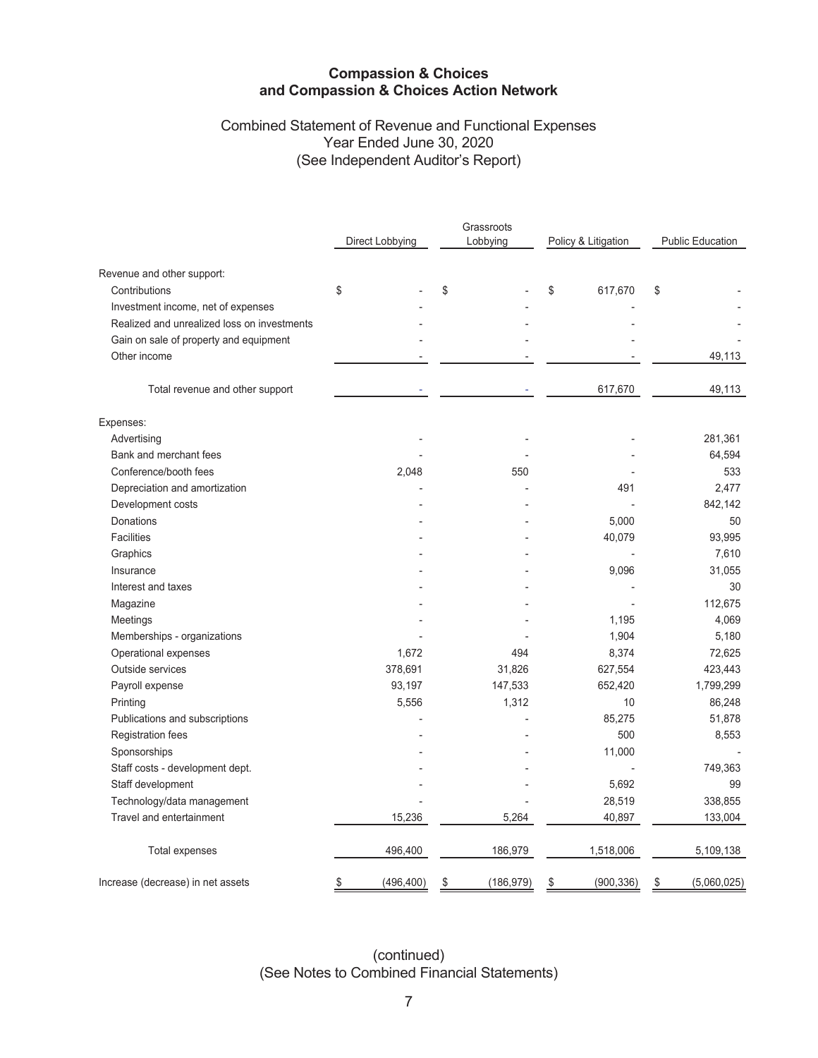# Compassion & Choices
# and Compassion & Choices Action Network

## Combined Statement of Revenue and Functional Expenses
## Year Ended June 30, 2020
## (See Independent Auditor's Report)

| | Direct Lobbying | Grassroots Lobbying | Policy & Litigation | Public Education |
|---|---|---|---|---|
| **Revenue and other support:** | | | | |
| Contributions | $ - | $ - | $ 617,670 | $ - |
| Investment income, net of expenses | - | - | - | - |
| Realized and unrealized loss on investments | - | - | - | - |
| Gain on sale of property and equipment | - | - | - | - |
| Other income | - | - | - | 49,113 |
| Total revenue and other support | - | - | 617,670 | 49,113 |
| **Expenses:** | | | | |
| Advertising | - | - | - | 281,361 |
| Bank and merchant fees | - | - | - | 64,594 |
| Conference/booth fees | 2,048 | 550 | - | 533 |
| Depreciation and amortization | - | - | 491 | 2,477 |
| Development costs | - | - | - | 842,142 |
| Donations | - | - | 5,000 | 50 |
| Facilities | - | - | 40,079 | 93,995 |
| Graphics | - | - | - | 7,610 |
| Insurance | - | - | 9,096 | 31,055 |
| Interest and taxes | - | - | - | 30 |
| Magazine | - | - | - | 112,675 |
| Meetings | - | - | 1,195 | 4,069 |
| Memberships - organizations | - | - | 1,904 | 5,180 |
| Operational expenses | 1,672 | 494 | 8,374 | 72,625 |
| Outside services | 378,691 | 31,826 | 627,554 | 423,443 |
| Payroll expense | 93,197 | 147,533 | 652,420 | 1,799,299 |
| Printing | 5,556 | 1,312 | 10 | 86,248 |
| Publications and subscriptions | - | - | 85,275 | 51,878 |
| Registration fees | - | - | 500 | 8,553 |
| Sponsorships | - | - | 11,000 | - |
| Staff costs - development dept. | - | - | - | 749,363 |
| Staff development | - | - | 5,692 | 99 |
| Technology/data management | - | - | 28,519 | 338,855 |
| Travel and entertainment | 15,236 | 5,264 | 40,897 | 133,004 |
| Total expenses | 496,400 | 186,979 | 1,518,006 | 5,109,138 |
| Increase (decrease) in net assets | $ (496,400) | $ (186,979) | $ (900,336) | $ (5,060,025) |

(continued)
(See Notes to Combined Financial Statements)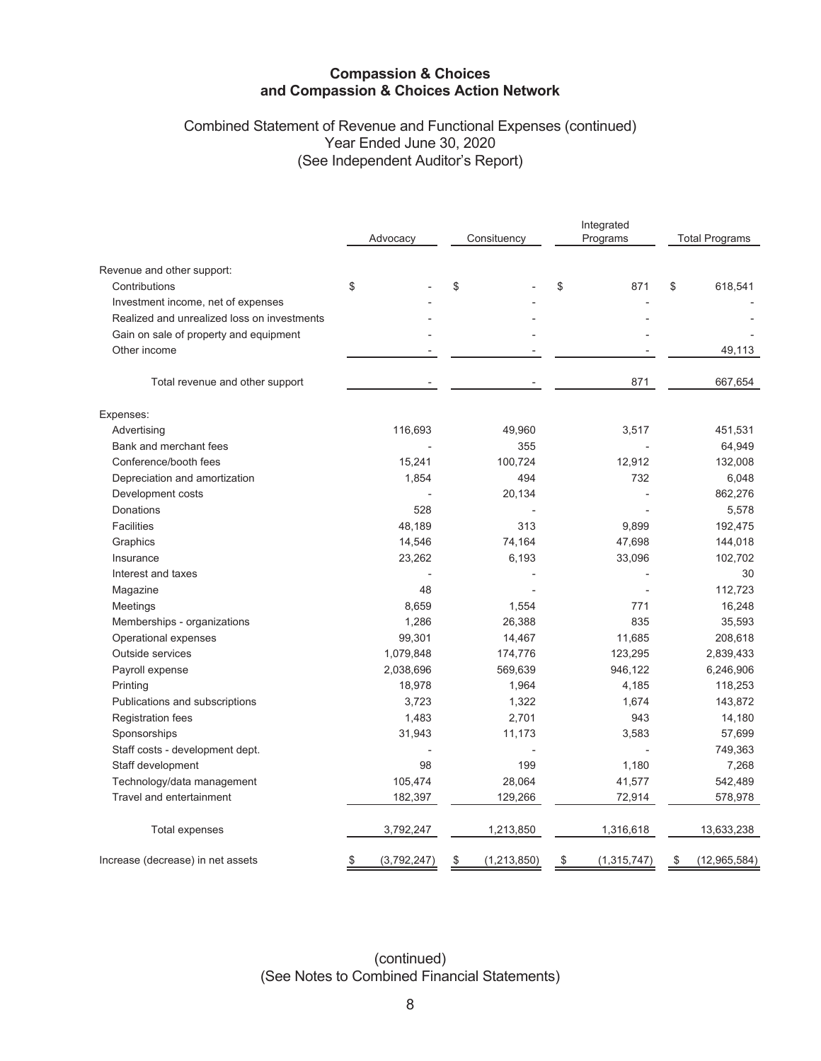# Compassion & Choices and Compassion & Choices Action Network

## Combined Statement of Revenue and Functional Expenses (continued)
Year Ended June 30, 2020
(See Independent Auditor's Report)

| | Advocacy | Consituency | Integrated Programs | Total Programs |
|---|---|---|---|---|
| Revenue and other support: | | | | |
| Contributions | $ - | $ - | $ 871 | $ 618,541 |
| Investment income, net of expenses | - | - | - | - |
| Realized and unrealized loss on investments | - | - | - | - |
| Gain on sale of property and equipment | - | - | - | - |
| Other income | - | - | - | 49,113 |
| Total revenue and other support | - | - | 871 | 667,654 |
| Expenses: | | | | |
| Advertising | 116,693 | 49,960 | 3,517 | 451,531 |
| Bank and merchant fees | - | 355 | - | 64,949 |
| Conference/booth fees | 15,241 | 100,724 | 12,912 | 132,008 |
| Depreciation and amortization | 1,854 | 494 | 732 | 6,048 |
| Development costs | - | 20,134 | - | 862,276 |
| Donations | 528 | - | - | 5,578 |
| Facilities | 48,189 | 313 | 9,899 | 192,475 |
| Graphics | 14,546 | 74,164 | 47,698 | 144,018 |
| Insurance | 23,262 | 6,193 | 33,096 | 102,702 |
| Interest and taxes | - | - | - | 30 |
| Magazine | 48 | - | - | 112,723 |
| Meetings | 8,659 | 1,554 | 771 | 16,248 |
| Memberships - organizations | 1,286 | 26,388 | 835 | 35,593 |
| Operational expenses | 99,301 | 14,467 | 11,685 | 208,618 |
| Outside services | 1,079,848 | 174,776 | 123,295 | 2,839,433 |
| Payroll expense | 2,038,696 | 569,639 | 946,122 | 6,246,906 |
| Printing | 18,978 | 1,964 | 4,185 | 118,253 |
| Publications and subscriptions | 3,723 | 1,322 | 1,674 | 143,872 |
| Registration fees | 1,483 | 2,701 | 943 | 14,180 |
| Sponsorships | 31,943 | 11,173 | 3,583 | 57,699 |
| Staff costs - development dept. | - | - | - | 749,363 |
| Staff development | 98 | 199 | 1,180 | 7,268 |
| Technology/data management | 105,474 | 28,064 | 41,577 | 542,489 |
| Travel and entertainment | 182,397 | 129,266 | 72,914 | 578,978 |
| Total expenses | 3,792,247 | 1,213,850 | 1,316,618 | 13,633,238 |
| Increase (decrease) in net assets | $ (3,792,247) | $ (1,213,850) | $ (1,315,747) | $ (12,965,584) |

(continued)
(See Notes to Combined Financial Statements)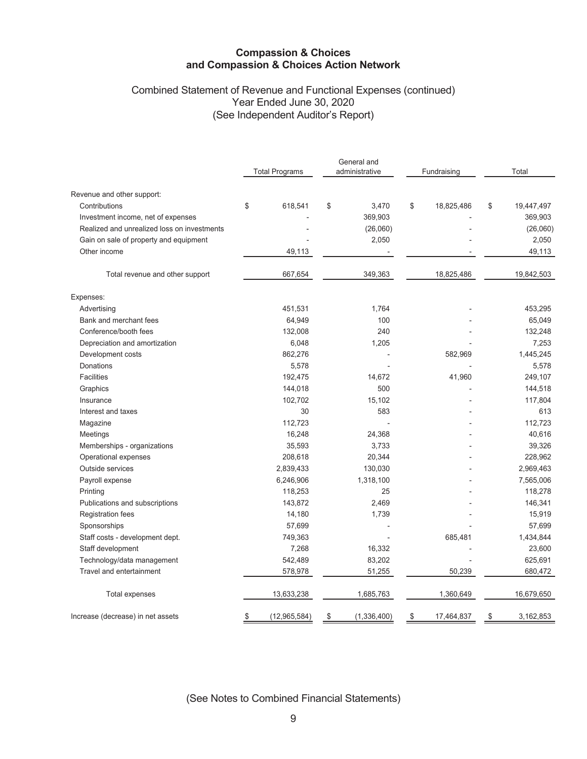# Compassion & Choices and Compassion & Choices Action Network

## Combined Statement of Revenue and Functional Expenses (continued)
### Year Ended June 30, 2020
### (See Independent Auditor's Report)

| | Total Programs | General and administrative | Fundraising | Total |
|---|---|---|---|---|
| Revenue and other support: | | | | |
| Contributions | $ 618,541 | $ 3,470 | $ 18,825,486 | $ 19,447,497 |
| Investment income, net of expenses | - | 369,903 | - | 369,903 |
| Realized and unrealized loss on investments | - | (26,060) | - | (26,060) |
| Gain on sale of property and equipment | - | 2,050 | - | 2,050 |
| Other income | 49,113 | - | - | 49,113 |
| Total revenue and other support | 667,654 | 349,363 | 18,825,486 | 19,842,503 |
| Expenses: | | | | |
| Advertising | 451,531 | 1,764 | - | 453,295 |
| Bank and merchant fees | 64,949 | 100 | - | 65,049 |
| Conference/booth fees | 132,008 | 240 | - | 132,248 |
| Depreciation and amortization | 6,048 | 1,205 | - | 7,253 |
| Development costs | 862,276 | - | 582,969 | 1,445,245 |
| Donations | 5,578 | - | - | 5,578 |
| Facilities | 192,475 | 14,672 | 41,960 | 249,107 |
| Graphics | 144,018 | 500 | - | 144,518 |
| Insurance | 102,702 | 15,102 | - | 117,804 |
| Interest and taxes | 30 | 583 | - | 613 |
| Magazine | 112,723 | - | - | 112,723 |
| Meetings | 16,248 | 24,368 | - | 40,616 |
| Memberships - organizations | 35,593 | 3,733 | - | 39,326 |
| Operational expenses | 208,618 | 20,344 | - | 228,962 |
| Outside services | 2,839,433 | 130,030 | - | 2,969,463 |
| Payroll expense | 6,246,906 | 1,318,100 | - | 7,565,006 |
| Printing | 118,253 | 25 | - | 118,278 |
| Publications and subscriptions | 143,872 | 2,469 | - | 146,341 |
| Registration fees | 14,180 | 1,739 | - | 15,919 |
| Sponsorships | 57,699 | - | - | 57,699 |
| Staff costs - development dept. | 749,363 | - | 685,481 | 1,434,844 |
| Staff development | 7,268 | 16,332 | - | 23,600 |
| Technology/data management | 542,489 | 83,202 | - | 625,691 |
| Travel and entertainment | 578,978 | 51,255 | 50,239 | 680,472 |
| Total expenses | 13,633,238 | 1,685,763 | 1,360,649 | 16,679,650 |
| Increase (decrease) in net assets | $ (12,965,584) | $ (1,336,400) | $ 17,464,837 | $ 3,162,853 |

(See Notes to Combined Financial Statements)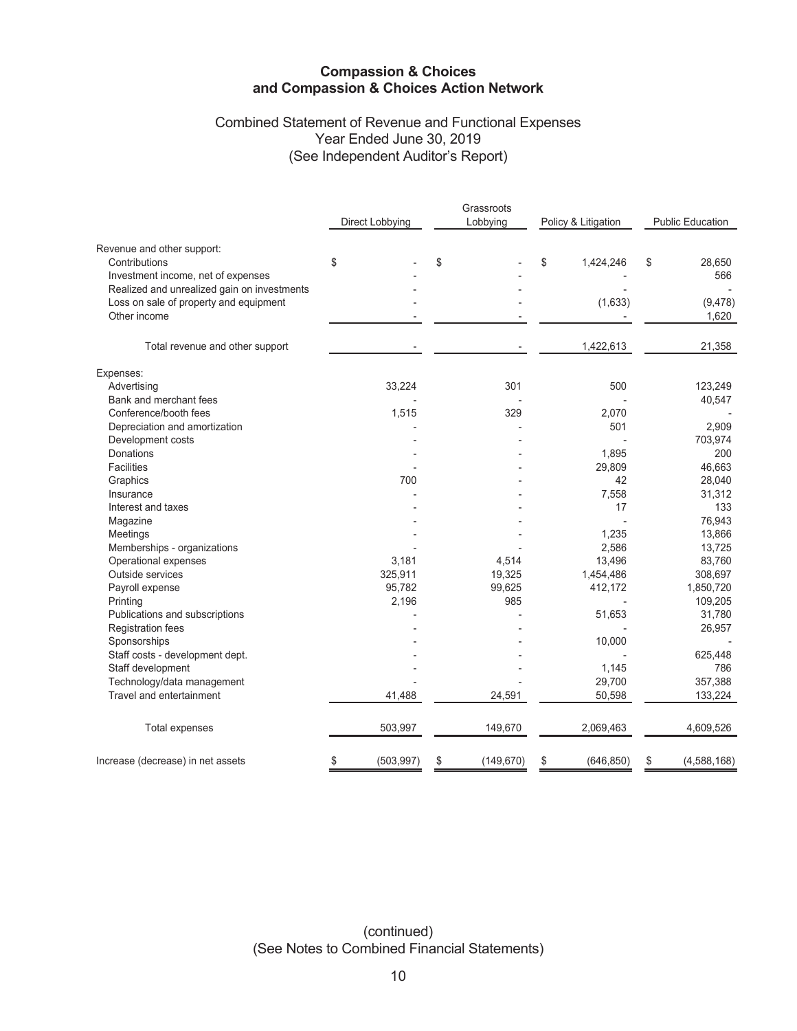# Compassion & Choices
# and Compassion & Choices Action Network

## Combined Statement of Revenue and Functional Expenses
## Year Ended June 30, 2019
## (See Independent Auditor's Report)

| | Direct Lobbying | Grassroots Lobbying | Policy & Litigation | Public Education |
|---|---|---|---|---|
| Revenue and other support: | | | | |
| Contributions | $ - | $ - | $ 1,424,246 | $ 28,650 |
| Investment income, net of expenses | - | - | - | 566 |
| Realized and unrealized gain on investments | - | - | - | - |
| Loss on sale of property and equipment | - | - | (1,633) | (9,478) |
| Other income | - | - | - | 1,620 |
| Total revenue and other support | - | - | 1,422,613 | 21,358 |
| Expenses: | | | | |
| Advertising | 33,224 | 301 | 500 | 123,249 |
| Bank and merchant fees | - | - | - | 40,547 |
| Conference/booth fees | 1,515 | 329 | 2,070 | - |
| Depreciation and amortization | - | - | 501 | 2,909 |
| Development costs | - | - | - | 703,974 |
| Donations | - | - | 1,895 | 200 |
| Facilities | - | - | 29,809 | 46,663 |
| Graphics | 700 | - | 42 | 28,040 |
| Insurance | - | - | 7,558 | 31,312 |
| Interest and taxes | - | - | 17 | 133 |
| Magazine | - | - | - | 76,943 |
| Meetings | - | - | 1,235 | 13,866 |
| Memberships - organizations | - | - | 2,586 | 13,725 |
| Operational expenses | 3,181 | 4,514 | 13,496 | 83,760 |
| Outside services | 325,911 | 19,325 | 1,454,486 | 308,697 |
| Payroll expense | 95,782 | 99,625 | 412,172 | 1,850,720 |
| Printing | 2,196 | 985 | - | 109,205 |
| Publications and subscriptions | - | - | 51,653 | 31,780 |
| Registration fees | - | - | - | 26,957 |
| Sponsorships | - | - | 10,000 | - |
| Staff costs - development dept. | - | - | - | 625,448 |
| Staff development | - | - | 1,145 | 786 |
| Technology/data management | - | - | 29,700 | 357,388 |
| Travel and entertainment | 41,488 | 24,591 | 50,598 | 133,224 |
| Total expenses | 503,997 | 149,670 | 2,069,463 | 4,609,526 |
| Increase (decrease) in net assets | $ (503,997) | $ (149,670) | $ (646,850) | $ (4,588,168) |

(continued)
(See Notes to Combined Financial Statements)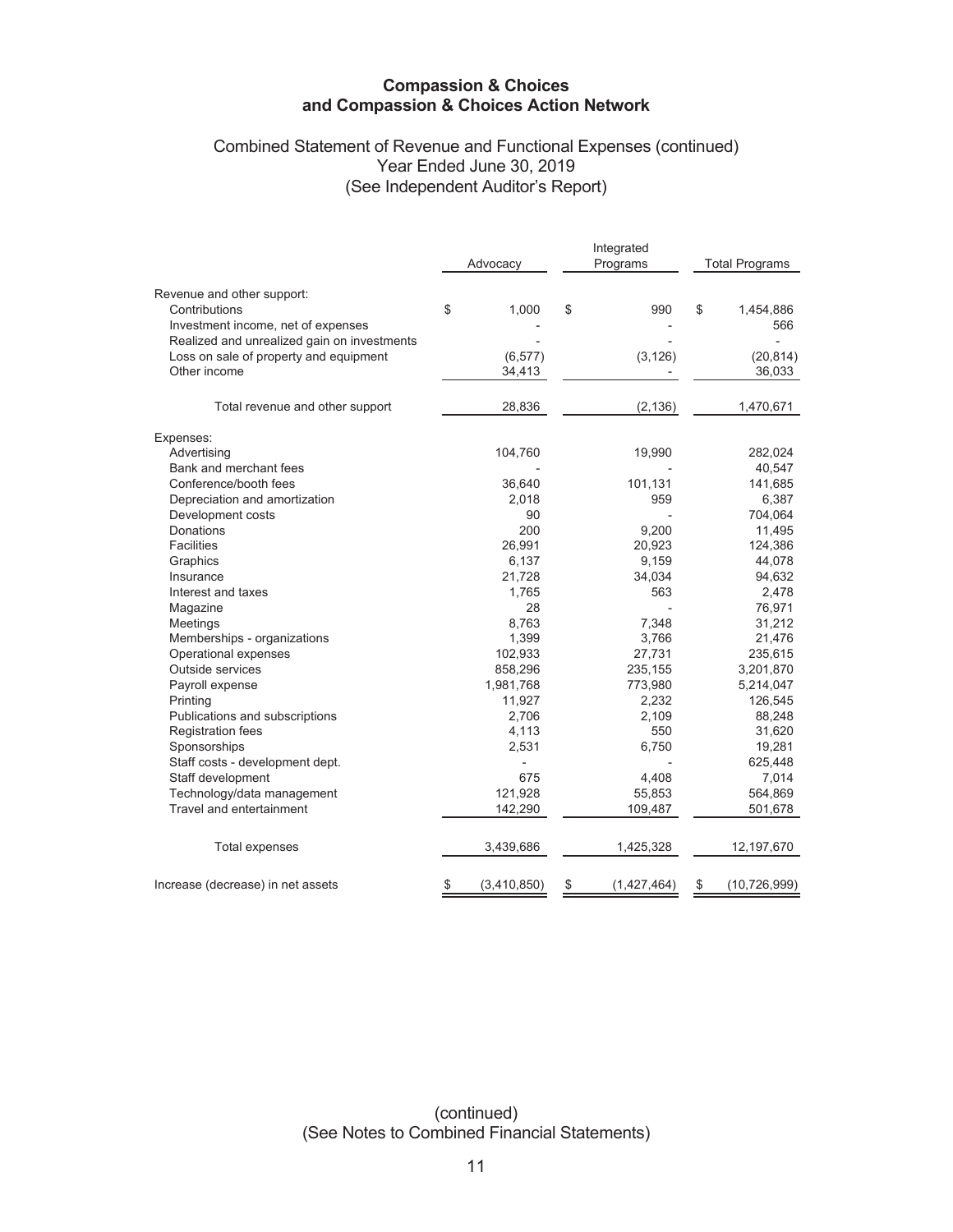# Compassion & Choices
# and Compassion & Choices Action Network

## Combined Statement of Revenue and Functional Expenses (continued)
## Year Ended June 30, 2019
## (See Independent Auditor's Report)

| | Advocacy | Integrated Programs | Total Programs |
|---|---|---|---|
| Revenue and other support: | | | |
| Contributions | $ 1,000 | $ 990 | $ 1,454,886 |
| Investment income, net of expenses | - | - | 566 |
| Realized and unrealized gain on investments | - | - | - |
| Loss on sale of property and equipment | (6,577) | (3,126) | (20,814) |
| Other income | 34,413 | - | 36,033 |
| Total revenue and other support | 28,836 | (2,136) | 1,470,671 |
| Expenses: | | | |
| Advertising | 104,760 | 19,990 | 282,024 |
| Bank and merchant fees | - | - | 40,547 |
| Conference/booth fees | 36,640 | 101,131 | 141,685 |
| Depreciation and amortization | 2,018 | 959 | 6,387 |
| Development costs | 90 | - | 704,064 |
| Donations | 200 | 9,200 | 11,495 |
| Facilities | 26,991 | 20,923 | 124,386 |
| Graphics | 6,137 | 9,159 | 44,078 |
| Insurance | 21,728 | 34,034 | 94,632 |
| Interest and taxes | 1,765 | 563 | 2,478 |
| Magazine | 28 | - | 76,971 |
| Meetings | 8,763 | 7,348 | 31,212 |
| Memberships - organizations | 1,399 | 3,766 | 21,476 |
| Operational expenses | 102,933 | 27,731 | 235,615 |
| Outside services | 858,296 | 235,155 | 3,201,870 |
| Payroll expense | 1,981,768 | 773,980 | 5,214,047 |
| Printing | 11,927 | 2,232 | 126,545 |
| Publications and subscriptions | 2,706 | 2,109 | 88,248 |
| Registration fees | 4,113 | 550 | 31,620 |
| Sponsorships | 2,531 | 6,750 | 19,281 |
| Staff costs - development dept. | - | - | 625,448 |
| Staff development | 675 | 4,408 | 7,014 |
| Technology/data management | 121,928 | 55,853 | 564,869 |
| Travel and entertainment | 142,290 | 109,487 | 501,678 |
| Total expenses | 3,439,686 | 1,425,328 | 12,197,670 |
| Increase (decrease) in net assets | $ (3,410,850) | $ (1,427,464) | $ (10,726,999) |

(continued)
(See Notes to Combined Financial Statements)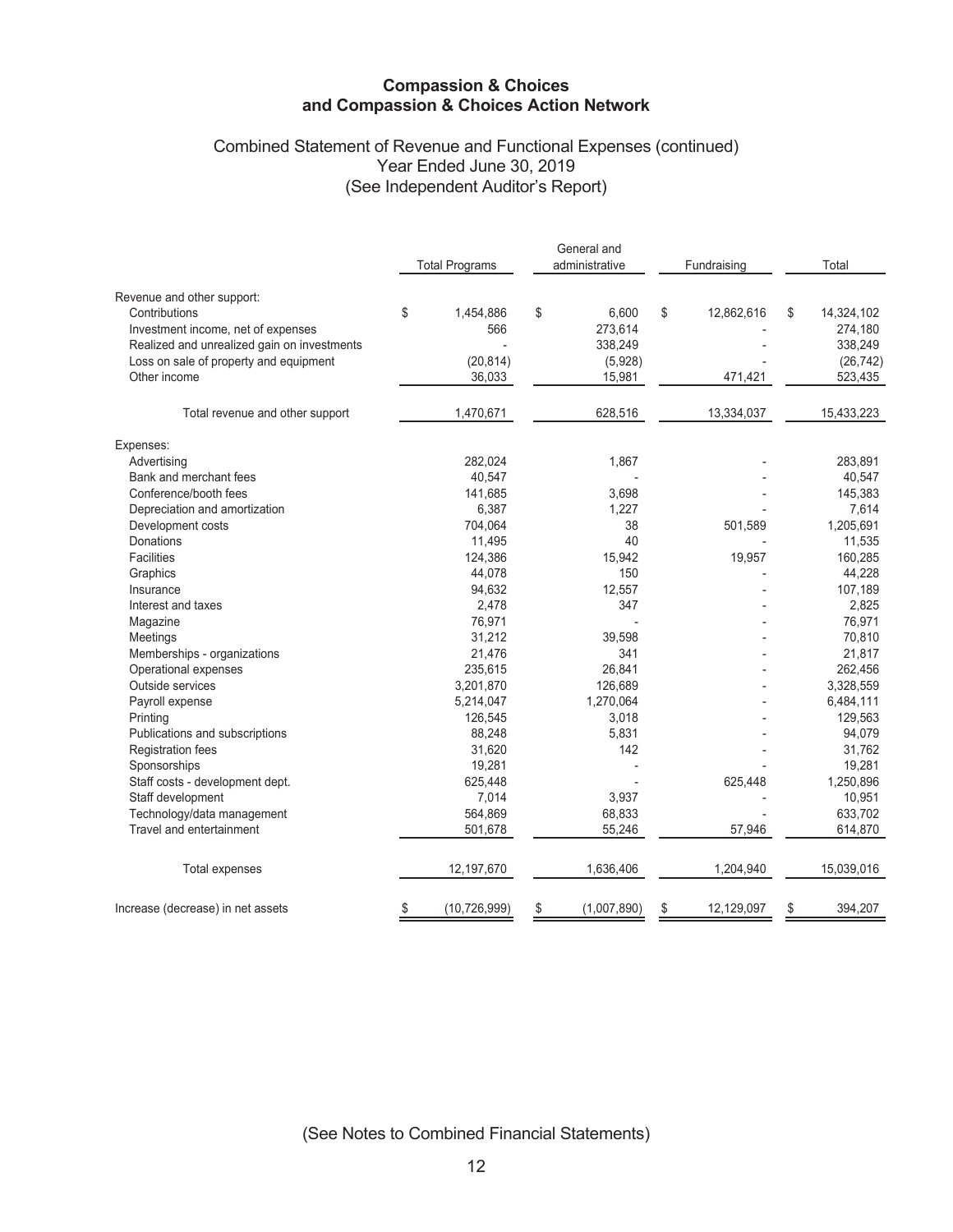# Compassion & Choices
## and Compassion & Choices Action Network

### Combined Statement of Revenue and Functional Expenses (continued)
### Year Ended June 30, 2019
### (See Independent Auditor's Report)

| | Total Programs | General and administrative | Fundraising | Total |
|---|---|---|---|---|
| Revenue and other support: | | | | |
| Contributions | $ 1,454,886 | $ 6,600 | $ 12,862,616 | $ 14,324,102 |
| Investment income, net of expenses | 566 | 273,614 | - | 274,180 |
| Realized and unrealized gain on investments | - | 338,249 | - | 338,249 |
| Loss on sale of property and equipment | (20,814) | (5,928) | - | (26,742) |
| Other income | 36,033 | 15,981 | 471,421 | 523,435 |
| Total revenue and other support | 1,470,671 | 628,516 | 13,334,037 | 15,433,223 |
| Expenses: | | | | |
| Advertising | 282,024 | 1,867 | - | 283,891 |
| Bank and merchant fees | 40,547 | - | - | 40,547 |
| Conference/booth fees | 141,685 | 3,698 | - | 145,383 |
| Depreciation and amortization | 6,387 | 1,227 | - | 7,614 |
| Development costs | 704,064 | 38 | 501,589 | 1,205,691 |
| Donations | 11,495 | 40 | - | 11,535 |
| Facilities | 124,386 | 15,942 | 19,957 | 160,285 |
| Graphics | 44,078 | 150 | - | 44,228 |
| Insurance | 94,632 | 12,557 | - | 107,189 |
| Interest and taxes | 2,478 | 347 | - | 2,825 |
| Magazine | 76,971 | - | - | 76,971 |
| Meetings | 31,212 | 39,598 | - | 70,810 |
| Memberships - organizations | 21,476 | 341 | - | 21,817 |
| Operational expenses | 235,615 | 26,841 | - | 262,456 |
| Outside services | 3,201,870 | 126,689 | - | 3,328,559 |
| Payroll expense | 5,214,047 | 1,270,064 | - | 6,484,111 |
| Printing | 126,545 | 3,018 | - | 129,563 |
| Publications and subscriptions | 88,248 | 5,831 | - | 94,079 |
| Registration fees | 31,620 | 142 | - | 31,762 |
| Sponsorships | 19,281 | - | - | 19,281 |
| Staff costs - development dept. | 625,448 | - | 625,448 | 1,250,896 |
| Staff development | 7,014 | 3,937 | - | 10,951 |
| Technology/data management | 564,869 | 68,833 | - | 633,702 |
| Travel and entertainment | 501,678 | 55,246 | 57,946 | 614,870 |
| Total expenses | 12,197,670 | 1,636,406 | 1,204,940 | 15,039,016 |
| Increase (decrease) in net assets | $ (10,726,999) | $ (1,007,890) | $ 12,129,097 | $ 394,207 |

(See Notes to Combined Financial Statements)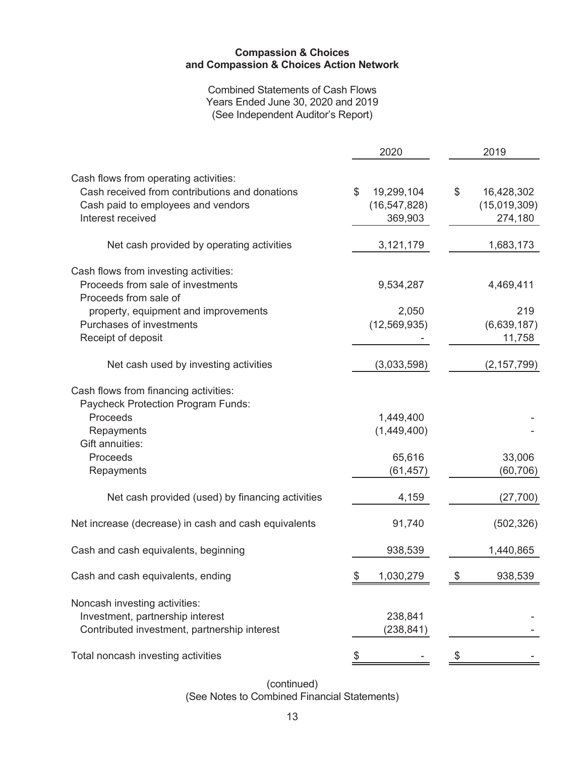**Compassion & Choices**
**and Compassion & Choices Action Network**

Combined Statements of Cash Flows
Years Ended June 30, 2020 and 2019
(See Independent Auditor's Report)

| | 2020 | 2019 |
|---|---|---|
| Cash flows from operating activities: | | |
| Cash received from contributions and donations | $ 19,299,104 | $ 16,428,302 |
| Cash paid to employees and vendors | (16,547,828) | (15,019,309) |
| Interest received | 369,903 | 274,180 |
| Net cash provided by operating activities | 3,121,179 | 1,683,173 |
| Cash flows from investing activities: | | |
| Proceeds from sale of investments | 9,534,287 | 4,469,411 |
| Proceeds from sale of property, equipment and improvements | 2,050 | 219 |
| Purchases of investments | (12,569,935) | (6,639,187) |
| Receipt of deposit | - | 11,758 |
| Net cash used by investing activities | (3,033,598) | (2,157,799) |
| Cash flows from financing activities: | | |
| Paycheck Protection Program Funds: | | |
| Proceeds | 1,449,400 | - |
| Repayments | (1,449,400) | - |
| Gift annuities: | | |
| Proceeds | 65,616 | 33,006 |
| Repayments | (61,457) | (60,706) |
| Net cash provided (used) by financing activities | 4,159 | (27,700) |
| Net increase (decrease) in cash and cash equivalents | 91,740 | (502,326) |
| Cash and cash equivalents, beginning | 938,539 | 1,440,865 |
| Cash and cash equivalents, ending | $ 1,030,279 | $ 938,539 |
| Noncash investing activities: | | |
| Investment, partnership interest | 238,841 | - |
| Contributed investment, partnership interest | (238,841) | - |
| Total noncash investing activities | $ - | $ - |

(continued)
(See Notes to Combined Financial Statements)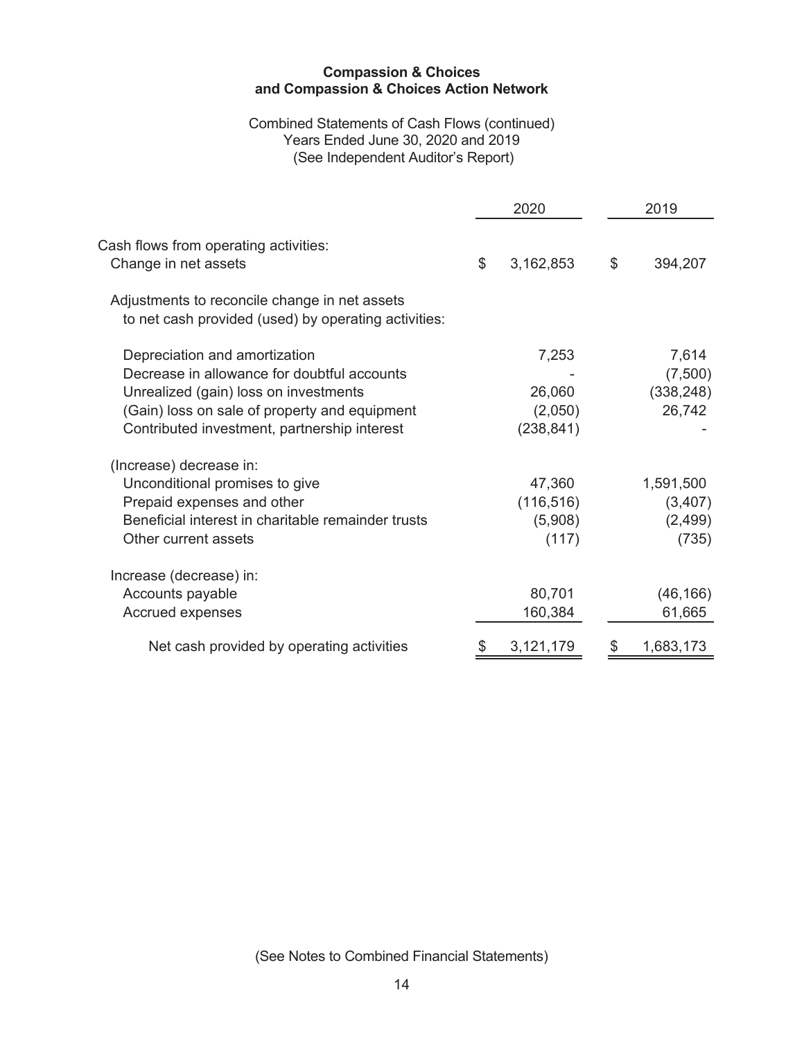**Compassion & Choices**
**and Compassion & Choices Action Network**

Combined Statements of Cash Flows (continued)
Years Ended June 30, 2020 and 2019
(See Independent Auditor's Report)

| | 2020 | 2019 |
|---|---|---|
| Cash flows from operating activities: | | |
| Change in net assets | $ 3,162,853 | $ 394,207 |
| Adjustments to reconcile change in net assets to net cash provided (used) by operating activities: | | |
| Depreciation and amortization | 7,253 | 7,614 |
| Decrease in allowance for doubtful accounts | - | (7,500) |
| Unrealized (gain) loss on investments | 26,060 | (338,248) |
| (Gain) loss on sale of property and equipment | (2,050) | 26,742 |
| Contributed investment, partnership interest | (238,841) | - |
| (Increase) decrease in: | | |
| Unconditional promises to give | 47,360 | 1,591,500 |
| Prepaid expenses and other | (116,516) | (3,407) |
| Beneficial interest in charitable remainder trusts | (5,908) | (2,499) |
| Other current assets | (117) | (735) |
| Increase (decrease) in: | | |
| Accounts payable | 80,701 | (46,166) |
| Accrued expenses | 160,384 | 61,665 |
| Net cash provided by operating activities | $ 3,121,179 | $ 1,683,173 |

(See Notes to Combined Financial Statements)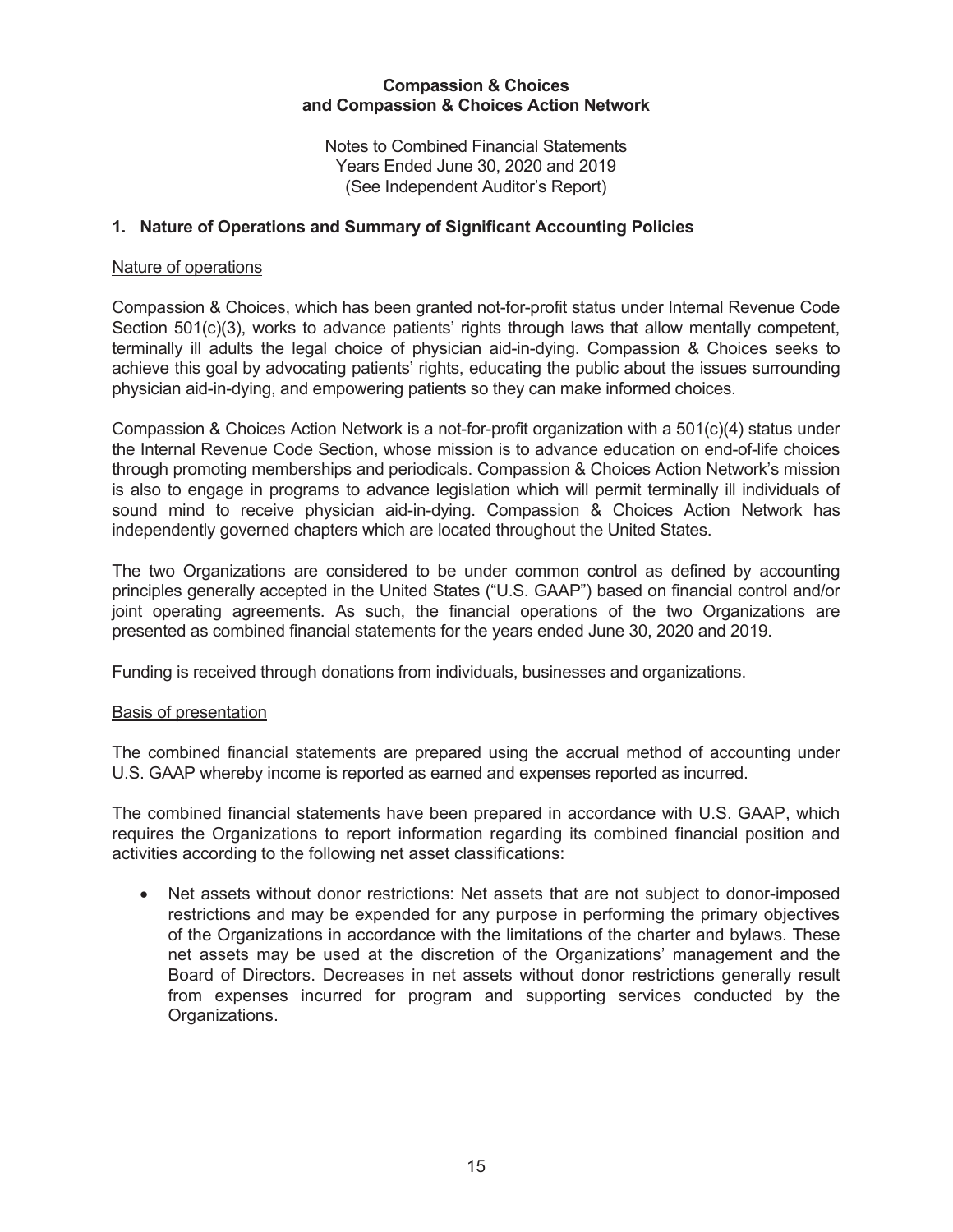**Compassion & Choices**
**and Compassion & Choices Action Network**

Notes to Combined Financial Statements
Years Ended June 30, 2020 and 2019
(See Independent Auditor's Report)

## 1. Nature of Operations and Summary of Significant Accounting Policies

### Nature of operations

Compassion & Choices, which has been granted not-for-profit status under Internal Revenue Code Section 501(c)(3), works to advance patients' rights through laws that allow mentally competent, terminally ill adults the legal choice of physician aid-in-dying. Compassion & Choices seeks to achieve this goal by advocating patients' rights, educating the public about the issues surrounding physician aid-in-dying, and empowering patients so they can make informed choices.

Compassion & Choices Action Network is a not-for-profit organization with a 501(c)(4) status under the Internal Revenue Code Section, whose mission is to advance education on end-of-life choices through promoting memberships and periodicals. Compassion & Choices Action Network's mission is also to engage in programs to advance legislation which will permit terminally ill individuals of sound mind to receive physician aid-in-dying. Compassion & Choices Action Network has independently governed chapters which are located throughout the United States.

The two Organizations are considered to be under common control as defined by accounting principles generally accepted in the United States ("U.S. GAAP") based on financial control and/or joint operating agreements. As such, the financial operations of the two Organizations are presented as combined financial statements for the years ended June 30, 2020 and 2019.

Funding is received through donations from individuals, businesses and organizations.

### Basis of presentation

The combined financial statements are prepared using the accrual method of accounting under U.S. GAAP whereby income is reported as earned and expenses reported as incurred.

The combined financial statements have been prepared in accordance with U.S. GAAP, which requires the Organizations to report information regarding its combined financial position and activities according to the following net asset classifications:

- Net assets without donor restrictions: Net assets that are not subject to donor-imposed restrictions and may be expended for any purpose in performing the primary objectives of the Organizations in accordance with the limitations of the charter and bylaws. These net assets may be used at the discretion of the Organizations' management and the Board of Directors. Decreases in net assets without donor restrictions generally result from expenses incurred for program and supporting services conducted by the Organizations.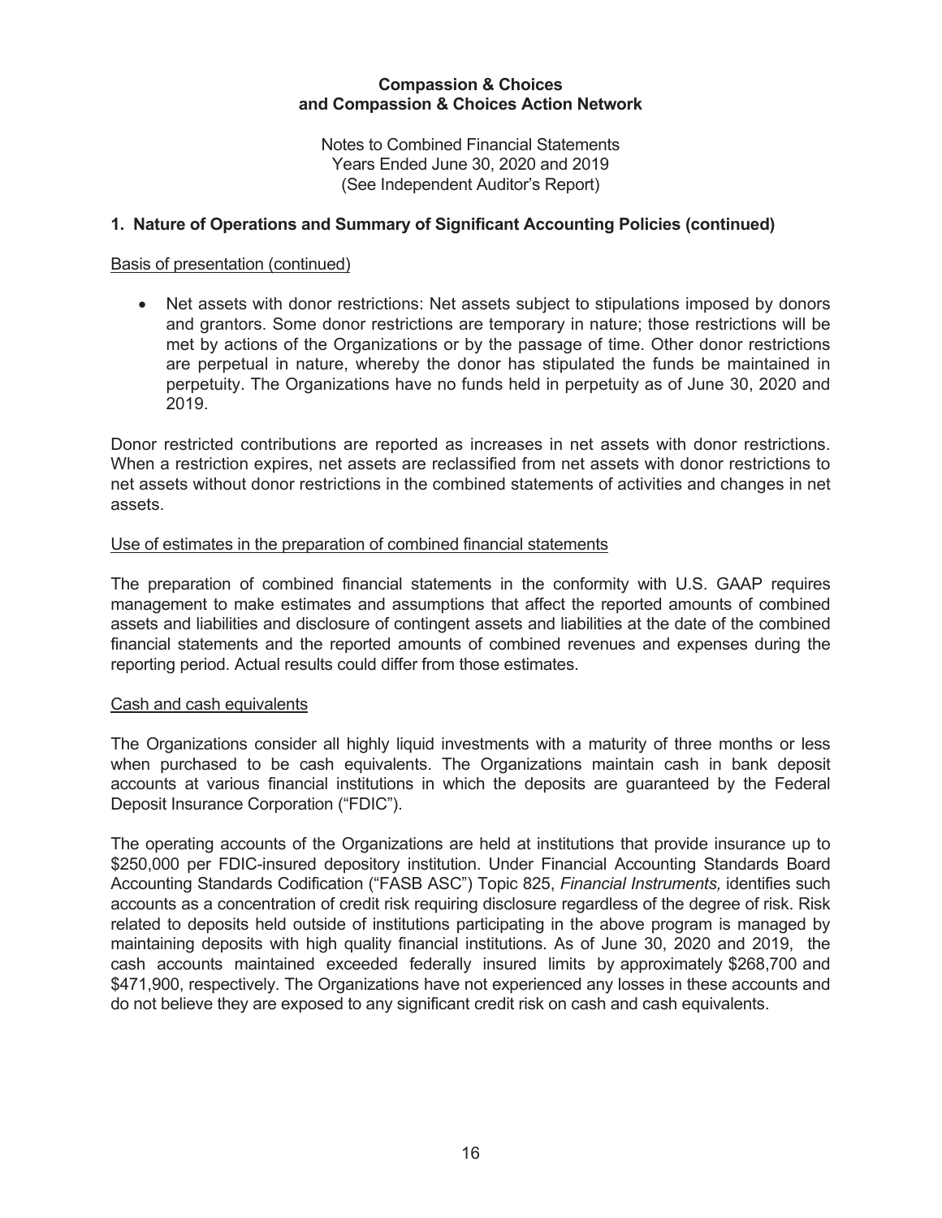## 1. Nature of Operations and Summary of Significant Accounting Policies (continued)

Basis of presentation (continued)

- Net assets with donor restrictions: Net assets subject to stipulations imposed by donors and grantors. Some donor restrictions are temporary in nature; those restrictions will be met by actions of the Organizations or by the passage of time. Other donor restrictions are perpetual in nature, whereby the donor has stipulated the funds be maintained in perpetuity. The Organizations have no funds held in perpetuity as of June 30, 2020 and 2019.

Donor restricted contributions are reported as increases in net assets with donor restrictions. When a restriction expires, net assets are reclassified from net assets with donor restrictions to net assets without donor restrictions in the combined statements of activities and changes in net assets.

Use of estimates in the preparation of combined financial statements

The preparation of combined financial statements in the conformity with U.S. GAAP requires management to make estimates and assumptions that affect the reported amounts of combined assets and liabilities and disclosure of contingent assets and liabilities at the date of the combined financial statements and the reported amounts of combined revenues and expenses during the reporting period. Actual results could differ from those estimates.

Cash and cash equivalents

The Organizations consider all highly liquid investments with a maturity of three months or less when purchased to be cash equivalents. The Organizations maintain cash in bank deposit accounts at various financial institutions in which the deposits are guaranteed by the Federal Deposit Insurance Corporation ("FDIC").

The operating accounts of the Organizations are held at institutions that provide insurance up to $250,000 per FDIC-insured depository institution. Under Financial Accounting Standards Board Accounting Standards Codification ("FASB ASC") Topic 825, *Financial Instruments,* identifies such accounts as a concentration of credit risk requiring disclosure regardless of the degree of risk. Risk related to deposits held outside of institutions participating in the above program is managed by maintaining deposits with high quality financial institutions. As of June 30, 2020 and 2019, the cash accounts maintained exceeded federally insured limits by approximately $268,700 and $471,900, respectively. The Organizations have not experienced any losses in these accounts and do not believe they are exposed to any significant credit risk on cash and cash equivalents.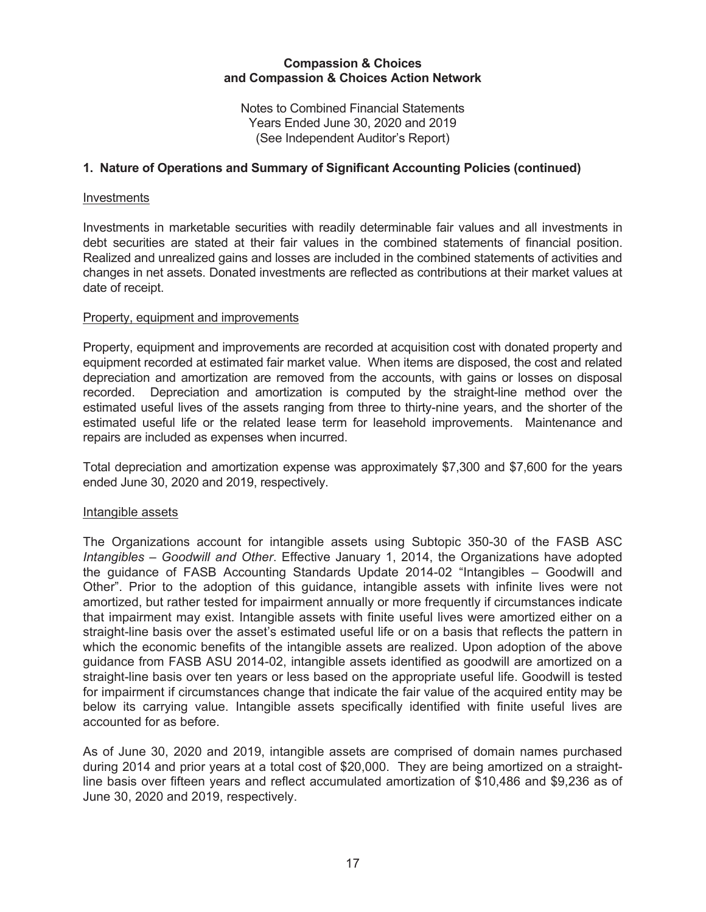**Compassion & Choices**
**and Compassion & Choices Action Network**

Notes to Combined Financial Statements
Years Ended June 30, 2020 and 2019
(See Independent Auditor's Report)

## 1. Nature of Operations and Summary of Significant Accounting Policies (continued)

### Investments

Investments in marketable securities with readily determinable fair values and all investments in debt securities are stated at their fair values in the combined statements of financial position. Realized and unrealized gains and losses are included in the combined statements of activities and changes in net assets. Donated investments are reflected as contributions at their market values at date of receipt.

### Property, equipment and improvements

Property, equipment and improvements are recorded at acquisition cost with donated property and equipment recorded at estimated fair market value. When items are disposed, the cost and related depreciation and amortization are removed from the accounts, with gains or losses on disposal recorded. Depreciation and amortization is computed by the straight-line method over the estimated useful lives of the assets ranging from three to thirty-nine years, and the shorter of the estimated useful life or the related lease term for leasehold improvements. Maintenance and repairs are included as expenses when incurred.

Total depreciation and amortization expense was approximately $7,300 and $7,600 for the years ended June 30, 2020 and 2019, respectively.

### Intangible assets

The Organizations account for intangible assets using Subtopic 350-30 of the FASB ASC *Intangibles – Goodwill and Other*. Effective January 1, 2014, the Organizations have adopted the guidance of FASB Accounting Standards Update 2014-02 "Intangibles – Goodwill and Other". Prior to the adoption of this guidance, intangible assets with infinite lives were not amortized, but rather tested for impairment annually or more frequently if circumstances indicate that impairment may exist. Intangible assets with finite useful lives were amortized either on a straight-line basis over the asset's estimated useful life or on a basis that reflects the pattern in which the economic benefits of the intangible assets are realized. Upon adoption of the above guidance from FASB ASU 2014-02, intangible assets identified as goodwill are amortized on a straight-line basis over ten years or less based on the appropriate useful life. Goodwill is tested for impairment if circumstances change that indicate the fair value of the acquired entity may be below its carrying value. Intangible assets specifically identified with finite useful lives are accounted for as before.

As of June 30, 2020 and 2019, intangible assets are comprised of domain names purchased during 2014 and prior years at a total cost of $20,000. They are being amortized on a straight-line basis over fifteen years and reflect accumulated amortization of $10,486 and $9,236 as of June 30, 2020 and 2019, respectively.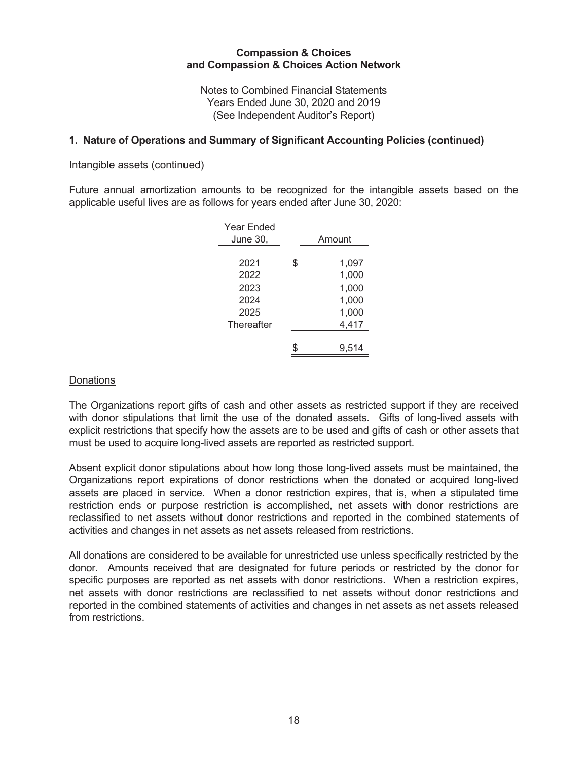**Compassion & Choices and Compassion & Choices Action Network**

Notes to Combined Financial Statements
Years Ended June 30, 2020 and 2019
(See Independent Auditor's Report)

## 1. Nature of Operations and Summary of Significant Accounting Policies (continued)

Intangible assets (continued)

Future annual amortization amounts to be recognized for the intangible assets based on the applicable useful lives are as follows for years ended after June 30, 2020:

| Year Ended June 30, | Amount |
|---|---|
| 2021 | $ 1,097 |
| 2022 | 1,000 |
| 2023 | 1,000 |
| 2024 | 1,000 |
| 2025 | 1,000 |
| Thereafter | 4,417 |
| | $ 9,514 |

Donations

The Organizations report gifts of cash and other assets as restricted support if they are received with donor stipulations that limit the use of the donated assets. Gifts of long-lived assets with explicit restrictions that specify how the assets are to be used and gifts of cash or other assets that must be used to acquire long-lived assets are reported as restricted support.

Absent explicit donor stipulations about how long those long-lived assets must be maintained, the Organizations report expirations of donor restrictions when the donated or acquired long-lived assets are placed in service. When a donor restriction expires, that is, when a stipulated time restriction ends or purpose restriction is accomplished, net assets with donor restrictions are reclassified to net assets without donor restrictions and reported in the combined statements of activities and changes in net assets as net assets released from restrictions.

All donations are considered to be available for unrestricted use unless specifically restricted by the donor. Amounts received that are designated for future periods or restricted by the donor for specific purposes are reported as net assets with donor restrictions. When a restriction expires, net assets with donor restrictions are reclassified to net assets without donor restrictions and reported in the combined statements of activities and changes in net assets as net assets released from restrictions.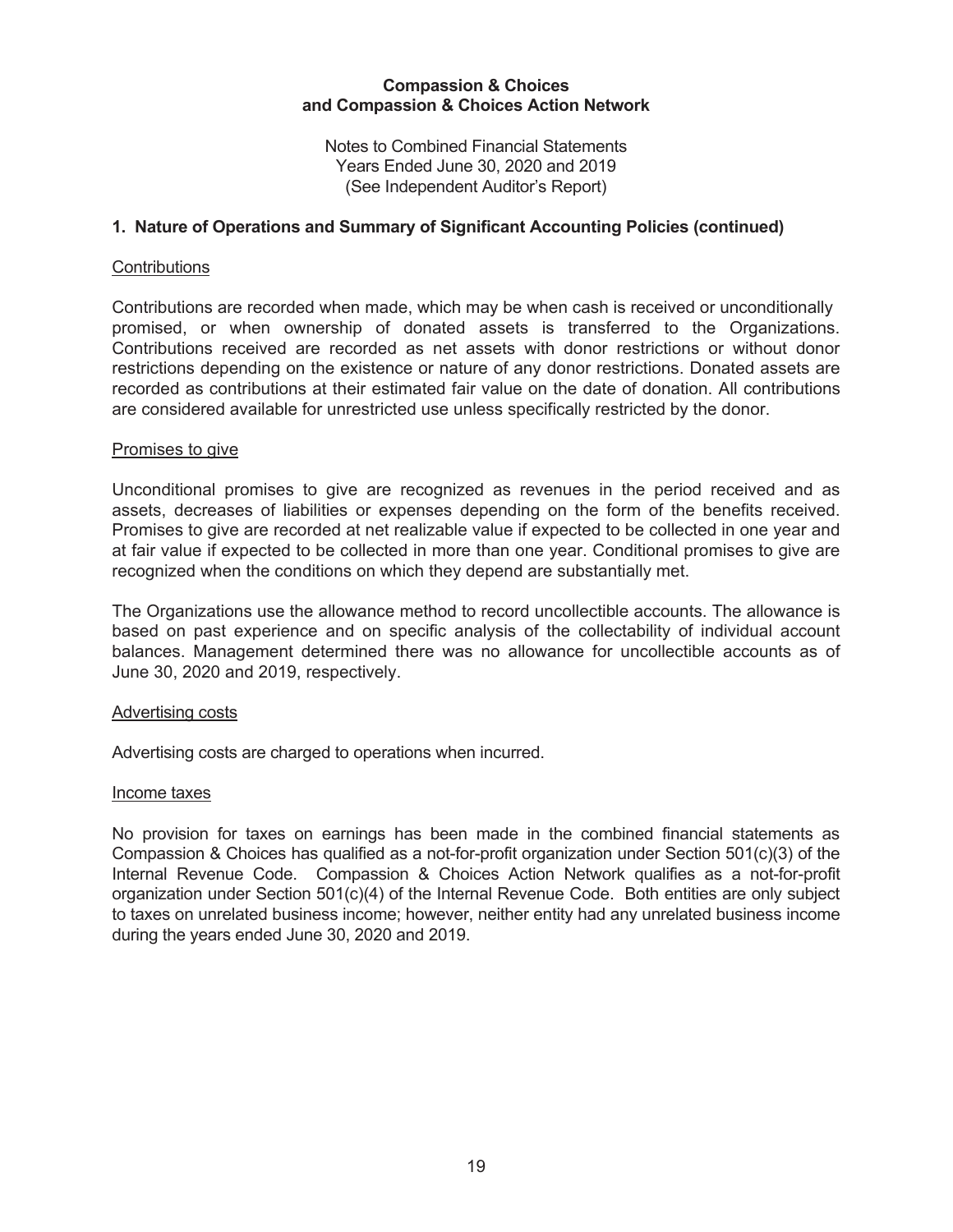**Compassion & Choices**
**and Compassion & Choices Action Network**

Notes to Combined Financial Statements
Years Ended June 30, 2020 and 2019
(See Independent Auditor's Report)

## 1. Nature of Operations and Summary of Significant Accounting Policies (continued)

### Contributions

Contributions are recorded when made, which may be when cash is received or unconditionally promised, or when ownership of donated assets is transferred to the Organizations. Contributions received are recorded as net assets with donor restrictions or without donor restrictions depending on the existence or nature of any donor restrictions. Donated assets are recorded as contributions at their estimated fair value on the date of donation. All contributions are considered available for unrestricted use unless specifically restricted by the donor.

### Promises to give

Unconditional promises to give are recognized as revenues in the period received and as assets, decreases of liabilities or expenses depending on the form of the benefits received. Promises to give are recorded at net realizable value if expected to be collected in one year and at fair value if expected to be collected in more than one year. Conditional promises to give are recognized when the conditions on which they depend are substantially met.

The Organizations use the allowance method to record uncollectible accounts. The allowance is based on past experience and on specific analysis of the collectability of individual account balances. Management determined there was no allowance for uncollectible accounts as of June 30, 2020 and 2019, respectively.

### Advertising costs

Advertising costs are charged to operations when incurred.

### Income taxes

No provision for taxes on earnings has been made in the combined financial statements as Compassion & Choices has qualified as a not-for-profit organization under Section 501(c)(3) of the Internal Revenue Code. Compassion & Choices Action Network qualifies as a not-for-profit organization under Section 501(c)(4) of the Internal Revenue Code. Both entities are only subject to taxes on unrelated business income; however, neither entity had any unrelated business income during the years ended June 30, 2020 and 2019.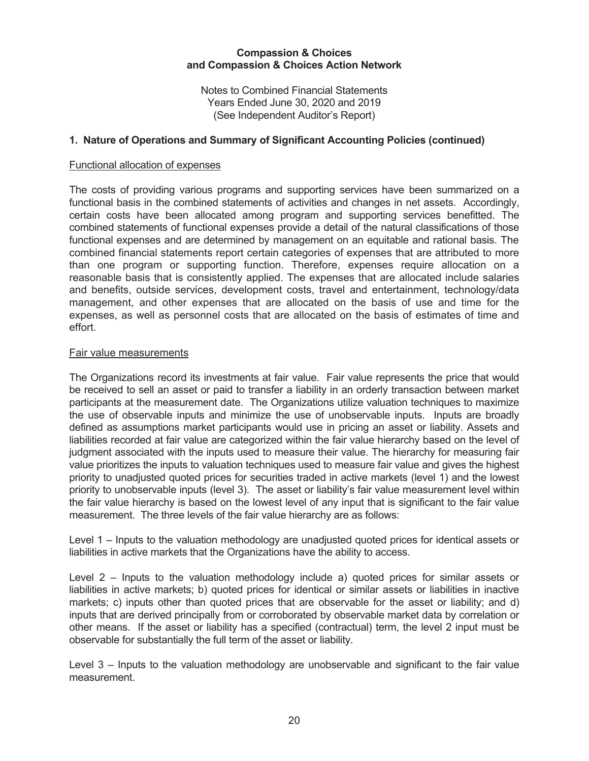**Compassion & Choices and Compassion & Choices Action Network**

Notes to Combined Financial Statements
Years Ended June 30, 2020 and 2019
(See Independent Auditor's Report)

## 1. Nature of Operations and Summary of Significant Accounting Policies (continued)

### Functional allocation of expenses

The costs of providing various programs and supporting services have been summarized on a functional basis in the combined statements of activities and changes in net assets. Accordingly, certain costs have been allocated among program and supporting services benefitted. The combined statements of functional expenses provide a detail of the natural classifications of those functional expenses and are determined by management on an equitable and rational basis. The combined financial statements report certain categories of expenses that are attributed to more than one program or supporting function. Therefore, expenses require allocation on a reasonable basis that is consistently applied. The expenses that are allocated include salaries and benefits, outside services, development costs, travel and entertainment, technology/data management, and other expenses that are allocated on the basis of use and time for the expenses, as well as personnel costs that are allocated on the basis of estimates of time and effort.

### Fair value measurements

The Organizations record its investments at fair value. Fair value represents the price that would be received to sell an asset or paid to transfer a liability in an orderly transaction between market participants at the measurement date. The Organizations utilize valuation techniques to maximize the use of observable inputs and minimize the use of unobservable inputs. Inputs are broadly defined as assumptions market participants would use in pricing an asset or liability. Assets and liabilities recorded at fair value are categorized within the fair value hierarchy based on the level of judgment associated with the inputs used to measure their value. The hierarchy for measuring fair value prioritizes the inputs to valuation techniques used to measure fair value and gives the highest priority to unadjusted quoted prices for securities traded in active markets (level 1) and the lowest priority to unobservable inputs (level 3). The asset or liability's fair value measurement level within the fair value hierarchy is based on the lowest level of any input that is significant to the fair value measurement. The three levels of the fair value hierarchy are as follows:

Level 1 – Inputs to the valuation methodology are unadjusted quoted prices for identical assets or liabilities in active markets that the Organizations have the ability to access.

Level 2 – Inputs to the valuation methodology include a) quoted prices for similar assets or liabilities in active markets; b) quoted prices for identical or similar assets or liabilities in inactive markets; c) inputs other than quoted prices that are observable for the asset or liability; and d) inputs that are derived principally from or corroborated by observable market data by correlation or other means. If the asset or liability has a specified (contractual) term, the level 2 input must be observable for substantially the full term of the asset or liability.

Level 3 – Inputs to the valuation methodology are unobservable and significant to the fair value measurement.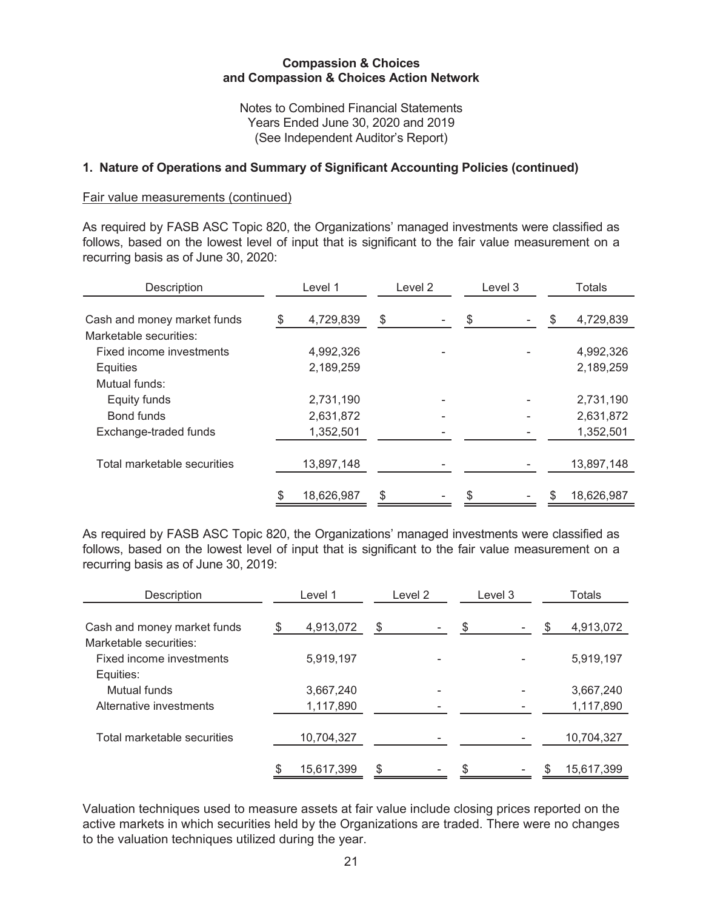**Compassion & Choices**
**and Compassion & Choices Action Network**

Notes to Combined Financial Statements
Years Ended June 30, 2020 and 2019
(See Independent Auditor's Report)

## 1. Nature of Operations and Summary of Significant Accounting Policies (continued)

Fair value measurements (continued)

As required by FASB ASC Topic 820, the Organizations' managed investments were classified as follows, based on the lowest level of input that is significant to the fair value measurement on a recurring basis as of June 30, 2020:

| Description | Level 1 | Level 2 | Level 3 | Totals |
|---|---|---|---|---|
| Cash and money market funds | $ 4,729,839 | $ - | $ - | $ 4,729,839 |
| Marketable securities: | | | | |
| Fixed income investments | 4,992,326 | - | - | 4,992,326 |
| Equities | 2,189,259 | | | 2,189,259 |
| Mutual funds: | | | | |
| Equity funds | 2,731,190 | - | - | 2,731,190 |
| Bond funds | 2,631,872 | - | - | 2,631,872 |
| Exchange-traded funds | 1,352,501 | - | - | 1,352,501 |
| Total marketable securities | 13,897,148 | - | - | 13,897,148 |
| | $ 18,626,987 | $ - | $ - | $ 18,626,987 |

As required by FASB ASC Topic 820, the Organizations' managed investments were classified as follows, based on the lowest level of input that is significant to the fair value measurement on a recurring basis as of June 30, 2019:

| Description | Level 1 | Level 2 | Level 3 | Totals |
|---|---|---|---|---|
| Cash and money market funds | $ 4,913,072 | $ - | $ - | $ 4,913,072 |
| Marketable securities: | | | | |
| Fixed income investments | 5,919,197 | - | - | 5,919,197 |
| Equities: | | | | |
| Mutual funds | 3,667,240 | - | - | 3,667,240 |
| Alternative investments | 1,117,890 | - | - | 1,117,890 |
| Total marketable securities | 10,704,327 | - | - | 10,704,327 |
| | $ 15,617,399 | $ - | $ - | $ 15,617,399 |

Valuation techniques used to measure assets at fair value include closing prices reported on the active markets in which securities held by the Organizations are traded. There were no changes to the valuation techniques utilized during the year.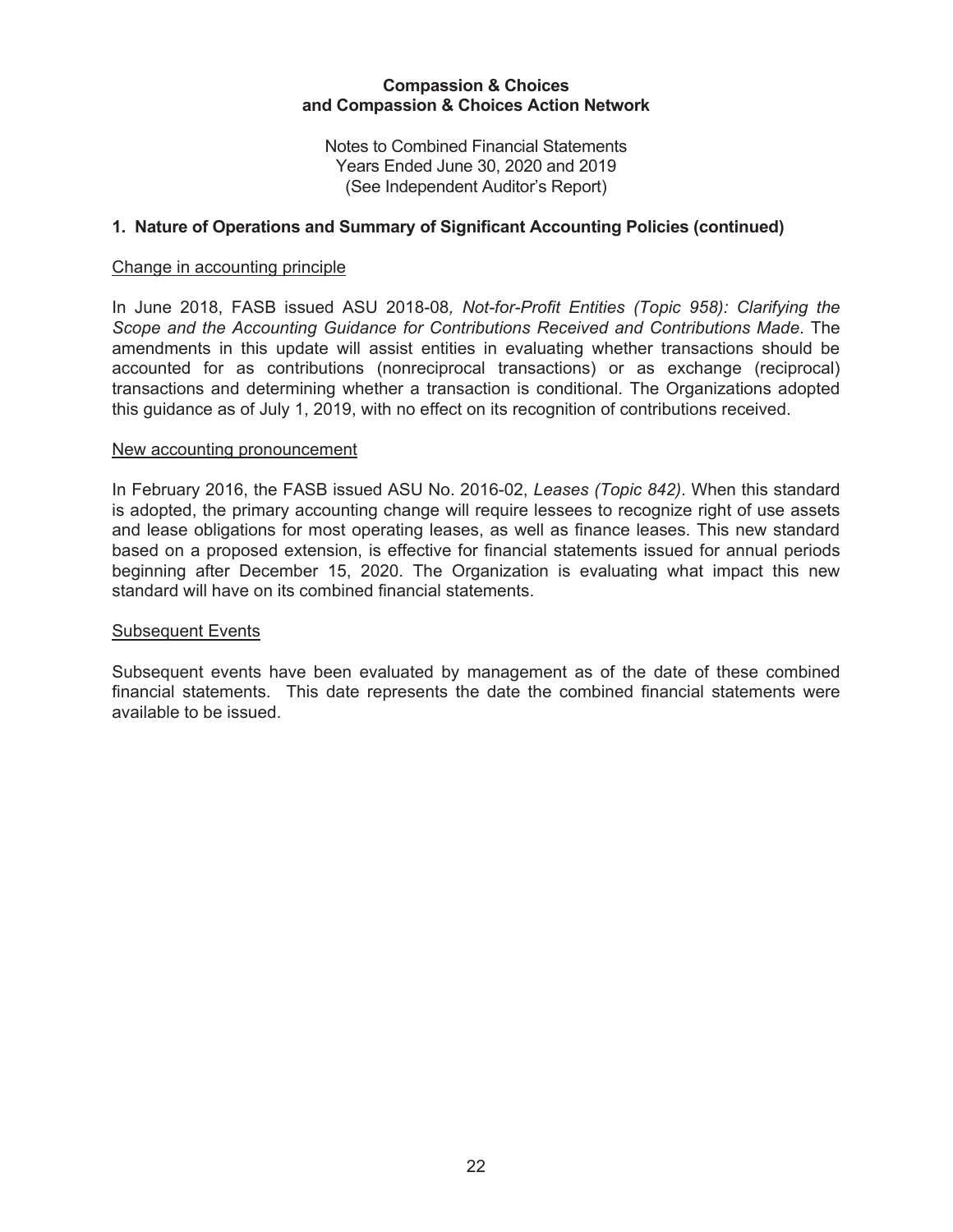**Compassion & Choices**
**and Compassion & Choices Action Network**

Notes to Combined Financial Statements
Years Ended June 30, 2020 and 2019
(See Independent Auditor's Report)

## 1. Nature of Operations and Summary of Significant Accounting Policies (continued)

Change in accounting principle

In June 2018, FASB issued ASU 2018-08*, Not-for-Profit Entities (Topic 958): Clarifying the Scope and the Accounting Guidance for Contributions Received and Contributions Made*. The amendments in this update will assist entities in evaluating whether transactions should be accounted for as contributions (nonreciprocal transactions) or as exchange (reciprocal) transactions and determining whether a transaction is conditional. The Organizations adopted this guidance as of July 1, 2019, with no effect on its recognition of contributions received.

New accounting pronouncement

In February 2016, the FASB issued ASU No. 2016-02, *Leases (Topic 842)*. When this standard is adopted, the primary accounting change will require lessees to recognize right of use assets and lease obligations for most operating leases, as well as finance leases. This new standard based on a proposed extension, is effective for financial statements issued for annual periods beginning after December 15, 2020. The Organization is evaluating what impact this new standard will have on its combined financial statements.

Subsequent Events

Subsequent events have been evaluated by management as of the date of these combined financial statements. This date represents the date the combined financial statements were available to be issued.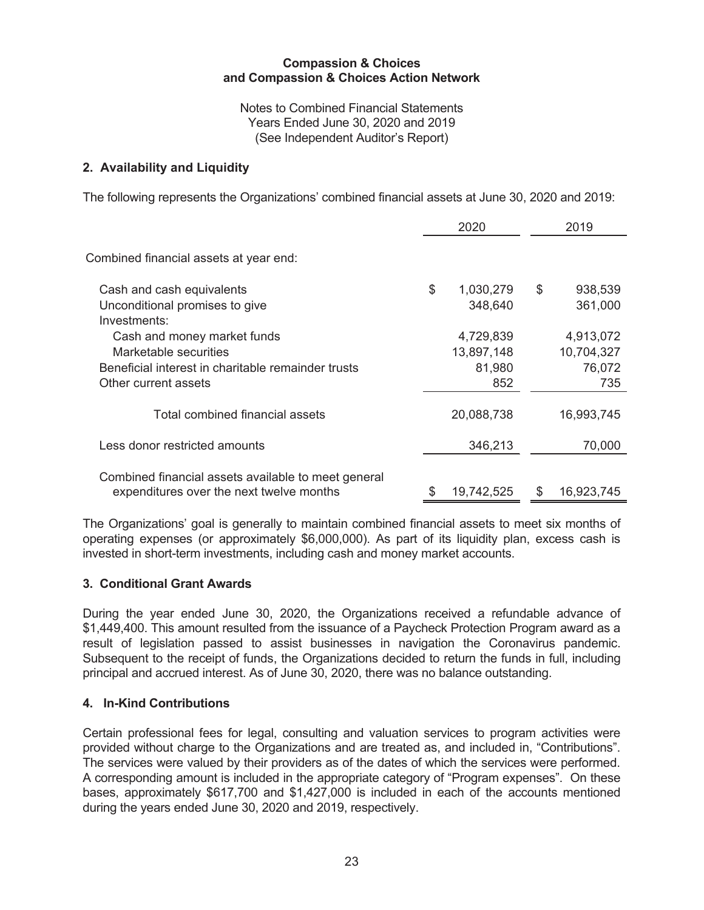**Compassion & Choices and Compassion & Choices Action Network**

Notes to Combined Financial Statements
Years Ended June 30, 2020 and 2019
(See Independent Auditor's Report)

## 2. Availability and Liquidity

The following represents the Organizations' combined financial assets at June 30, 2020 and 2019:

| | 2020 | 2019 |
|---|---|---|
| Combined financial assets at year end: | | |
| Cash and cash equivalents | $ 1,030,279 | $ 938,539 |
| Unconditional promises to give | 348,640 | 361,000 |
| Investments: | | |
| Cash and money market funds | 4,729,839 | 4,913,072 |
| Marketable securities | 13,897,148 | 10,704,327 |
| Beneficial interest in charitable remainder trusts | 81,980 | 76,072 |
| Other current assets | 852 | 735 |
| Total combined financial assets | 20,088,738 | 16,993,745 |
| Less donor restricted amounts | 346,213 | 70,000 |
| Combined financial assets available to meet general expenditures over the next twelve months | $ 19,742,525 | $ 16,923,745 |

The Organizations' goal is generally to maintain combined financial assets to meet six months of operating expenses (or approximately $6,000,000). As part of its liquidity plan, excess cash is invested in short-term investments, including cash and money market accounts.

## 3. Conditional Grant Awards

During the year ended June 30, 2020, the Organizations received a refundable advance of $1,449,400. This amount resulted from the issuance of a Paycheck Protection Program award as a result of legislation passed to assist businesses in navigation the Coronavirus pandemic. Subsequent to the receipt of funds, the Organizations decided to return the funds in full, including principal and accrued interest. As of June 30, 2020, there was no balance outstanding.

## 4. In-Kind Contributions

Certain professional fees for legal, consulting and valuation services to program activities were provided without charge to the Organizations and are treated as, and included in, "Contributions". The services were valued by their providers as of the dates of which the services were performed. A corresponding amount is included in the appropriate category of "Program expenses". On these bases, approximately $617,700 and $1,427,000 is included in each of the accounts mentioned during the years ended June 30, 2020 and 2019, respectively.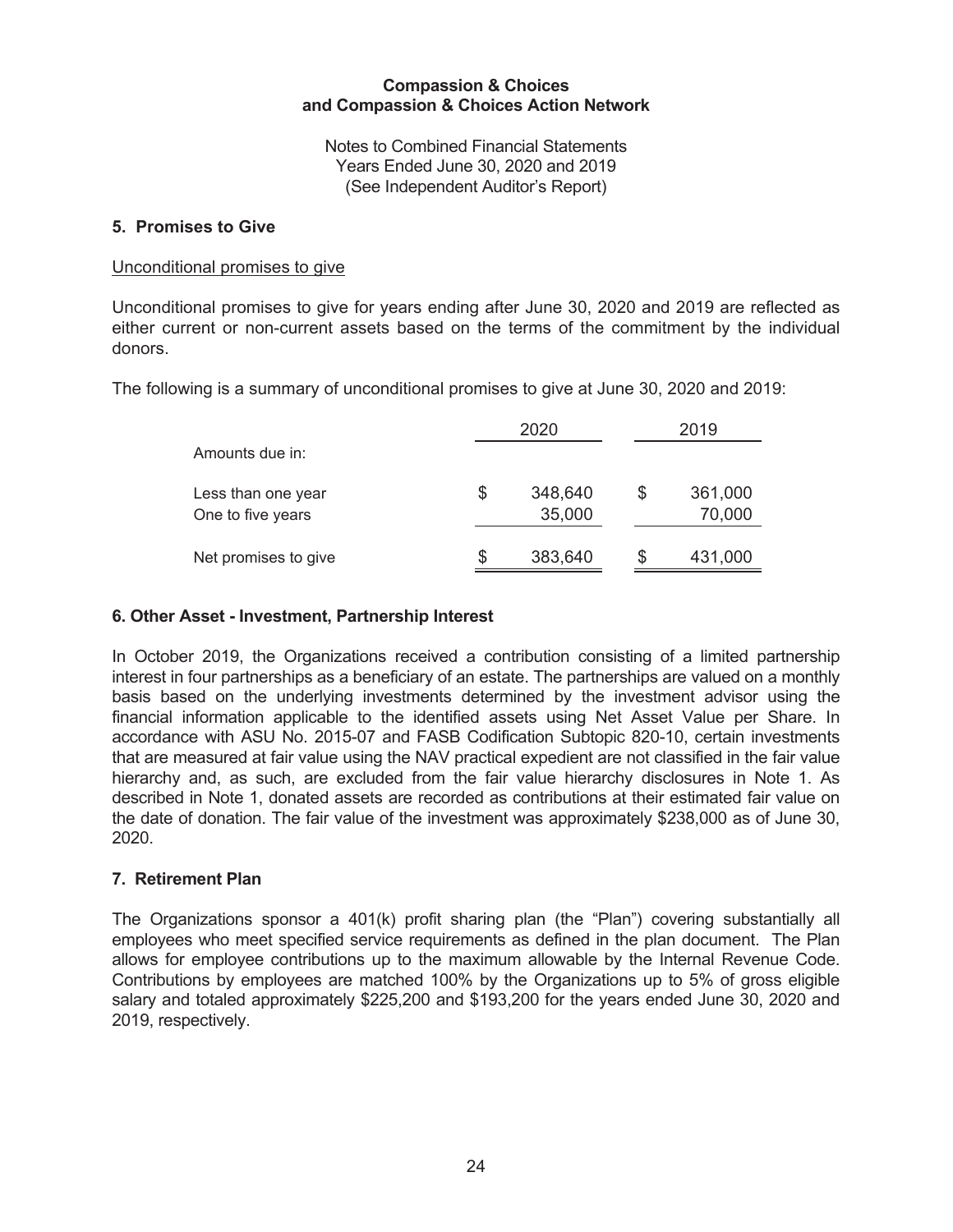# Compassion & Choices and Compassion & Choices Action Network

Notes to Combined Financial Statements
Years Ended June 30, 2020 and 2019
(See Independent Auditor's Report)

## 5. Promises to Give

Unconditional promises to give

Unconditional promises to give for years ending after June 30, 2020 and 2019 are reflected as either current or non-current assets based on the terms of the commitment by the individual donors.

The following is a summary of unconditional promises to give at June 30, 2020 and 2019:

| | 2020 | 2019 |
|---|---|---|
| Amounts due in: | | |
| Less than one year | $ 348,640 | $ 361,000 |
| One to five years | 35,000 | 70,000 |
| Net promises to give | $ 383,640 | $ 431,000 |

## 6. Other Asset - Investment, Partnership Interest

In October 2019, the Organizations received a contribution consisting of a limited partnership interest in four partnerships as a beneficiary of an estate. The partnerships are valued on a monthly basis based on the underlying investments determined by the investment advisor using the financial information applicable to the identified assets using Net Asset Value per Share. In accordance with ASU No. 2015-07 and FASB Codification Subtopic 820-10, certain investments that are measured at fair value using the NAV practical expedient are not classified in the fair value hierarchy and, as such, are excluded from the fair value hierarchy disclosures in Note 1. As described in Note 1, donated assets are recorded as contributions at their estimated fair value on the date of donation. The fair value of the investment was approximately $238,000 as of June 30, 2020.

## 7. Retirement Plan

The Organizations sponsor a 401(k) profit sharing plan (the "Plan") covering substantially all employees who meet specified service requirements as defined in the plan document. The Plan allows for employee contributions up to the maximum allowable by the Internal Revenue Code. Contributions by employees are matched 100% by the Organizations up to 5% of gross eligible salary and totaled approximately $225,200 and $193,200 for the years ended June 30, 2020 and 2019, respectively.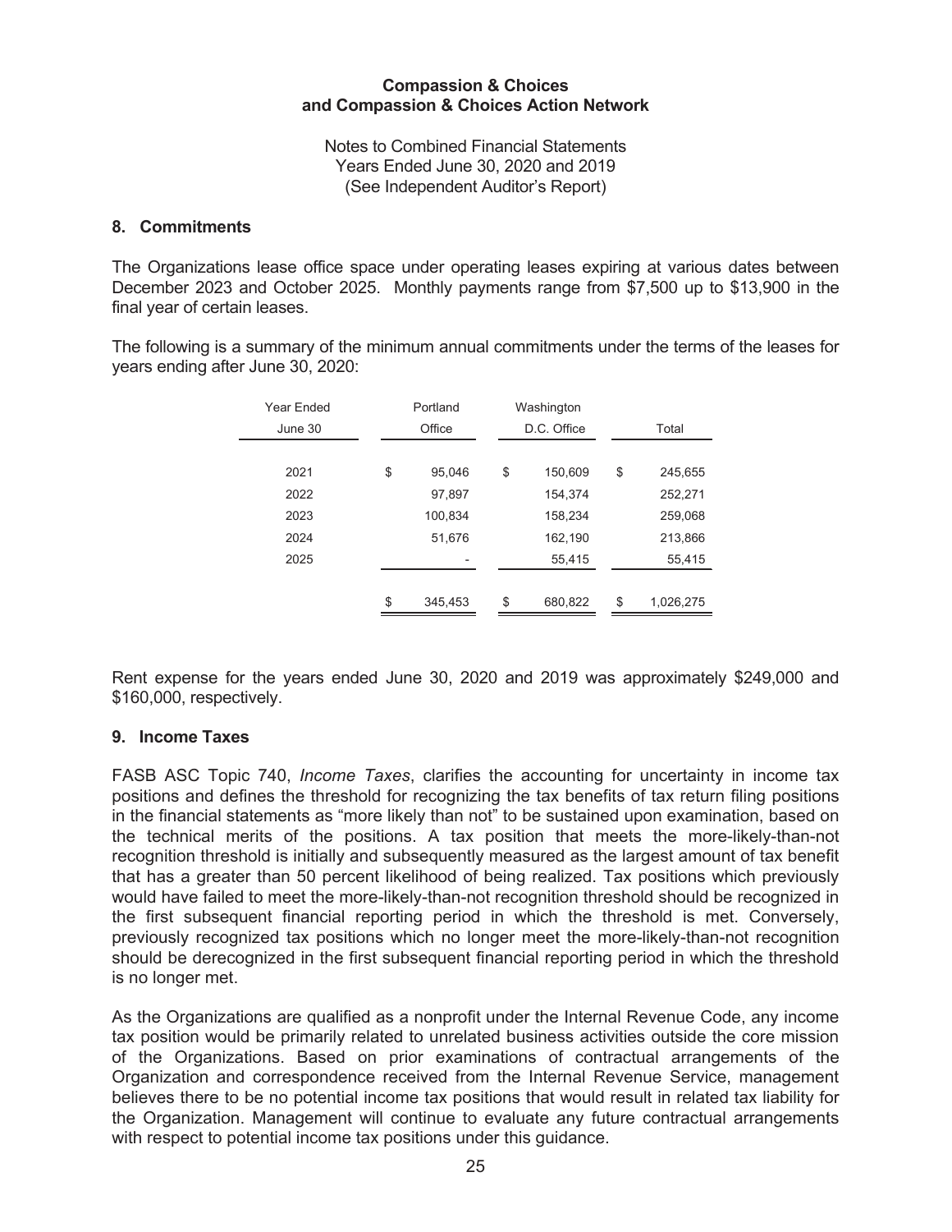Compassion & Choices
and Compassion & Choices Action Network

Notes to Combined Financial Statements
Years Ended June 30, 2020 and 2019
(See Independent Auditor's Report)

## 8. Commitments

The Organizations lease office space under operating leases expiring at various dates between December 2023 and October 2025. Monthly payments range from $7,500 up to $13,900 in the final year of certain leases.

The following is a summary of the minimum annual commitments under the terms of the leases for years ending after June 30, 2020:

| Year Ended June 30 | Portland Office | Washington D.C. Office | Total |
|---|---|---|---|
| 2021 | $ 95,046 | $ 150,609 | $ 245,655 |
| 2022 | 97,897 | 154,374 | 252,271 |
| 2023 | 100,834 | 158,234 | 259,068 |
| 2024 | 51,676 | 162,190 | 213,866 |
| 2025 | - | 55,415 | 55,415 |
| | $ 345,453 | $ 680,822 | $ 1,026,275 |

Rent expense for the years ended June 30, 2020 and 2019 was approximately $249,000 and $160,000, respectively.

## 9. Income Taxes

FASB ASC Topic 740, *Income Taxes*, clarifies the accounting for uncertainty in income tax positions and defines the threshold for recognizing the tax benefits of tax return filing positions in the financial statements as "more likely than not" to be sustained upon examination, based on the technical merits of the positions. A tax position that meets the more-likely-than-not recognition threshold is initially and subsequently measured as the largest amount of tax benefit that has a greater than 50 percent likelihood of being realized. Tax positions which previously would have failed to meet the more-likely-than-not recognition threshold should be recognized in the first subsequent financial reporting period in which the threshold is met. Conversely, previously recognized tax positions which no longer meet the more-likely-than-not recognition should be derecognized in the first subsequent financial reporting period in which the threshold is no longer met.

As the Organizations are qualified as a nonprofit under the Internal Revenue Code, any income tax position would be primarily related to unrelated business activities outside the core mission of the Organizations. Based on prior examinations of contractual arrangements of the Organization and correspondence received from the Internal Revenue Service, management believes there to be no potential income tax positions that would result in related tax liability for the Organization. Management will continue to evaluate any future contractual arrangements with respect to potential income tax positions under this guidance.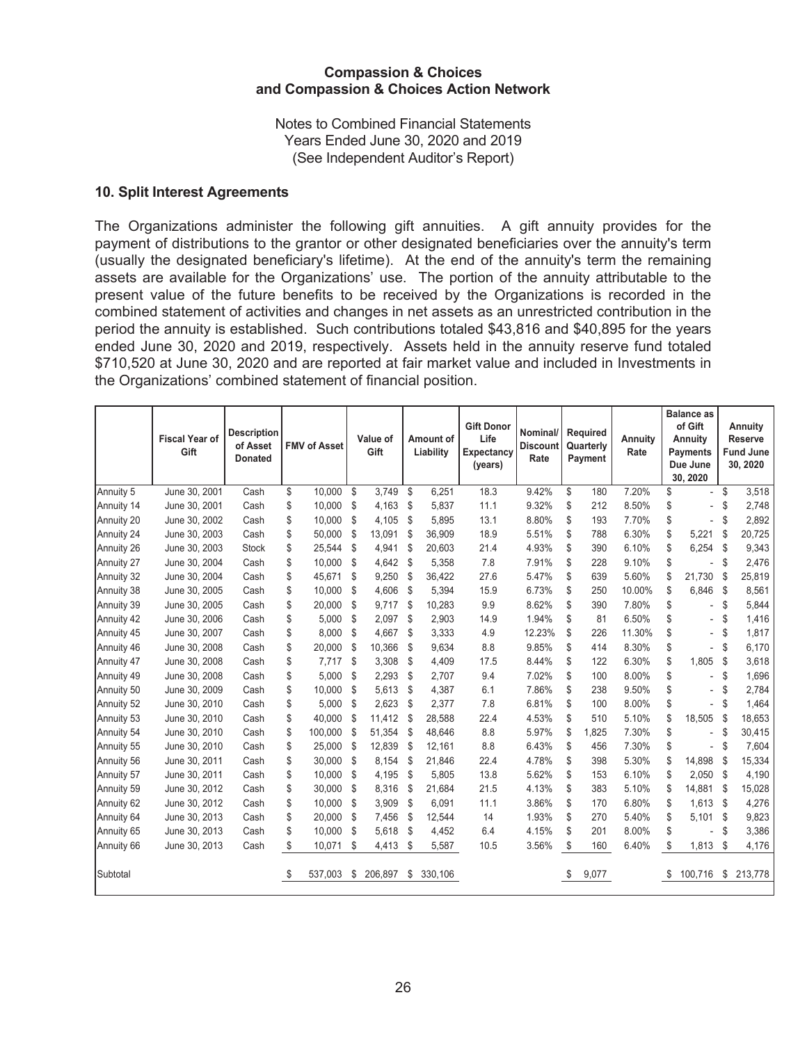## 10. Split Interest Agreements

The Organizations administer the following gift annuities. A gift annuity provides for the payment of distributions to the grantor or other designated beneficiaries over the annuity's term (usually the designated beneficiary's lifetime). At the end of the annuity's term the remaining assets are available for the Organizations' use. The portion of the annuity attributable to the present value of the future benefits to be received by the Organizations is recorded in the combined statement of activities and changes in net assets as an unrestricted contribution in the period the annuity is established. Such contributions totaled $43,816 and $40,895 for the years ended June 30, 2020 and 2019, respectively. Assets held in the annuity reserve fund totaled $710,520 at June 30, 2020 and are reported at fair market value and included in Investments in the Organizations' combined statement of financial position.

| | Fiscal Year of Gift | Description of Asset Donated | FMV of Asset | Value of Gift | Amount of Liability | Gift Donor Life Expectancy (years) | Nominal/ Discount Rate | Required Quarterly Payment | Annuity Rate | Balance as of Gift Annuity Payments Due June 30, 2020 | Annuity Reserve Fund June 30, 2020 |
|---|---|---|---|---|---|---|---|---|---|---|---|
| Annuity 5 | June 30, 2001 | Cash | $ 10,000 | $ 3,749 | $ 6,251 | 18.3 | 9.42% | $ 180 | 7.20% | $ - | $ 3,518 |
| Annuity 14 | June 30, 2001 | Cash | $ 10,000 | $ 4,163 | $ 5,837 | 11.1 | 9.32% | $ 212 | 8.50% | $ - | $ 2,748 |
| Annuity 20 | June 30, 2002 | Cash | $ 10,000 | $ 4,105 | $ 5,895 | 13.1 | 8.80% | $ 193 | 7.70% | $ - | $ 2,892 |
| Annuity 24 | June 30, 2003 | Cash | $ 50,000 | $ 13,091 | $ 36,909 | 18.9 | 5.51% | $ 788 | 6.30% | $ 5,221 | $ 20,725 |
| Annuity 26 | June 30, 2003 | Stock | $ 25,544 | $ 4,941 | $ 20,603 | 21.4 | 4.93% | $ 390 | 6.10% | $ 6,254 | $ 9,343 |
| Annuity 27 | June 30, 2004 | Cash | $ 10,000 | $ 4,642 | $ 5,358 | 7.8 | 7.91% | $ 228 | 9.10% | $ - | $ 2,476 |
| Annuity 32 | June 30, 2004 | Cash | $ 45,671 | $ 9,250 | $ 36,422 | 27.6 | 5.47% | $ 639 | 5.60% | $ 21,730 | $ 25,819 |
| Annuity 38 | June 30, 2005 | Cash | $ 10,000 | $ 4,606 | $ 5,394 | 15.9 | 6.73% | $ 250 | 10.00% | $ 6,846 | $ 8,561 |
| Annuity 39 | June 30, 2005 | Cash | $ 20,000 | $ 9,717 | $ 10,283 | 9.9 | 8.62% | $ 390 | 7.80% | $ - | $ 5,844 |
| Annuity 42 | June 30, 2006 | Cash | $ 5,000 | $ 2,097 | $ 2,903 | 14.9 | 1.94% | $ 81 | 6.50% | $ - | $ 1,416 |
| Annuity 45 | June 30, 2007 | Cash | $ 8,000 | $ 4,667 | $ 3,333 | 4.9 | 12.23% | $ 226 | 11.30% | $ - | $ 1,817 |
| Annuity 46 | June 30, 2008 | Cash | $ 20,000 | $ 10,366 | $ 9,634 | 8.8 | 9.85% | $ 414 | 8.30% | $ - | $ 6,170 |
| Annuity 47 | June 30, 2008 | Cash | $ 7,717 | $ 3,308 | $ 4,409 | 17.5 | 8.44% | $ 122 | 6.30% | $ 1,805 | $ 3,618 |
| Annuity 49 | June 30, 2008 | Cash | $ 5,000 | $ 2,293 | $ 2,707 | 9.4 | 7.02% | $ 100 | 8.00% | $ - | $ 1,696 |
| Annuity 50 | June 30, 2009 | Cash | $ 10,000 | $ 5,613 | $ 4,387 | 6.1 | 7.86% | $ 238 | 9.50% | $ - | $ 2,784 |
| Annuity 52 | June 30, 2010 | Cash | $ 5,000 | $ 2,623 | $ 2,377 | 7.8 | 6.81% | $ 100 | 8.00% | $ - | $ 1,464 |
| Annuity 53 | June 30, 2010 | Cash | $ 40,000 | $ 11,412 | $ 28,588 | 22.4 | 4.53% | $ 510 | 5.10% | $ 18,505 | $ 18,653 |
| Annuity 54 | June 30, 2010 | Cash | $ 100,000 | $ 51,354 | $ 48,646 | 8.8 | 5.97% | $ 1,825 | 7.30% | $ - | $ 30,415 |
| Annuity 55 | June 30, 2010 | Cash | $ 25,000 | $ 12,839 | $ 12,161 | 8.8 | 6.43% | $ 456 | 7.30% | $ - | $ 7,604 |
| Annuity 56 | June 30, 2011 | Cash | $ 30,000 | $ 8,154 | $ 21,846 | 22.4 | 4.78% | $ 398 | 5.30% | $ 14,898 | $ 15,334 |
| Annuity 57 | June 30, 2011 | Cash | $ 10,000 | $ 4,195 | $ 5,805 | 13.8 | 5.62% | $ 153 | 6.10% | $ 2,050 | $ 4,190 |
| Annuity 59 | June 30, 2012 | Cash | $ 30,000 | $ 8,316 | $ 21,684 | 21.5 | 4.13% | $ 383 | 5.10% | $ 14,881 | $ 15,028 |
| Annuity 62 | June 30, 2012 | Cash | $ 10,000 | $ 3,909 | $ 6,091 | 11.1 | 3.86% | $ 170 | 6.80% | $ 1,613 | $ 4,276 |
| Annuity 64 | June 30, 2013 | Cash | $ 20,000 | $ 7,456 | $ 12,544 | 14 | 1.93% | $ 270 | 5.40% | $ 5,101 | $ 9,823 |
| Annuity 65 | June 30, 2013 | Cash | $ 10,000 | $ 5,618 | $ 4,452 | 6.4 | 4.15% | $ 201 | 8.00% | $ - | $ 3,386 |
| Annuity 66 | June 30, 2013 | Cash | $ 10,071 | $ 4,413 | $ 5,587 | 10.5 | 3.56% | $ 160 | 6.40% | $ 1,813 | $ 4,176 |
| Subtotal | | | $ 537,003 | $ 206,897 | $ 330,106 | | | $ 9,077 | | $ 100,716 | $ 213,778 |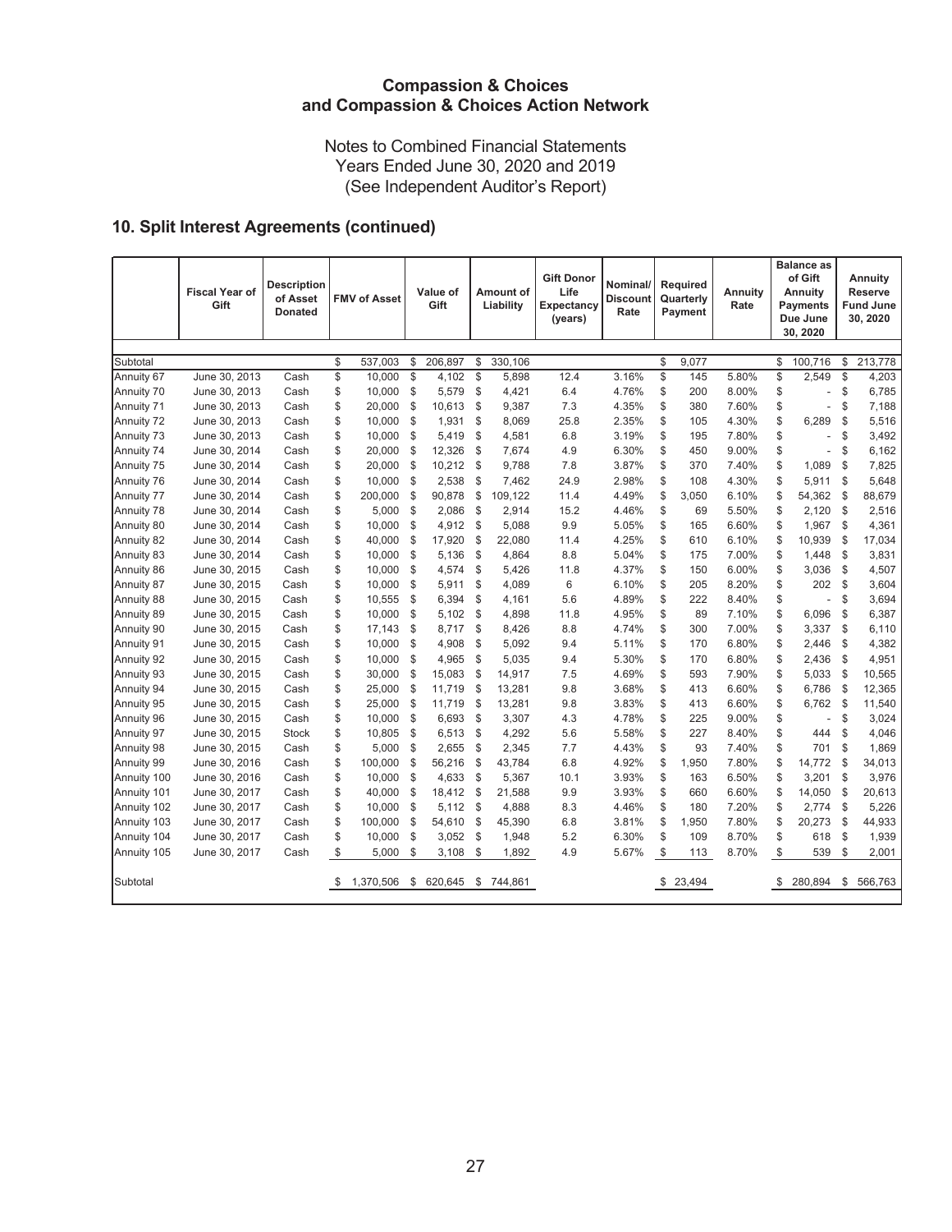# Compassion & Choices and Compassion & Choices Action Network

Notes to Combined Financial Statements
Years Ended June 30, 2020 and 2019
(See Independent Auditor's Report)

## 10. Split Interest Agreements (continued)

| | Fiscal Year of Gift | Description of Asset Donated | FMV of Asset | Value of Gift | Amount of Liability | Gift Donor Life Expectancy (years) | Nominal/ Discount Rate | Required Quarterly Payment | Annuity Rate | Balance as of Gift Annuity Payments Due June 30, 2020 | Annuity Reserve Fund June 30, 2020 |
|---|---|---|---|---|---|---|---|---|---|---|---|
| Subtotal | | | $ 537,003 | $ 206,897 | $ 330,106 | | | $ 9,077 | | $ 100,716 | $ 213,778 |
| Annuity 67 | June 30, 2013 | Cash | $ 10,000 | $ 4,102 | $ 5,898 | 12.4 | 3.16% | $ 145 | 5.80% | $ 2,549 | $ 4,203 |
| Annuity 70 | June 30, 2013 | Cash | $ 10,000 | $ 5,579 | $ 4,421 | 6.4 | 4.76% | $ 200 | 8.00% | $ - | $ 6,785 |
| Annuity 71 | June 30, 2013 | Cash | $ 20,000 | $ 10,613 | $ 9,387 | 7.3 | 4.35% | $ 380 | 7.60% | $ - | $ 7,188 |
| Annuity 72 | June 30, 2013 | Cash | $ 10,000 | $ 1,931 | $ 8,069 | 25.8 | 2.35% | $ 105 | 4.30% | $ 6,289 | $ 5,516 |
| Annuity 73 | June 30, 2013 | Cash | $ 10,000 | $ 5,419 | $ 4,581 | 6.8 | 3.19% | $ 195 | 7.80% | $ - | $ 3,492 |
| Annuity 74 | June 30, 2014 | Cash | $ 20,000 | $ 12,326 | $ 7,674 | 4.9 | 6.30% | $ 450 | 9.00% | $ - | $ 6,162 |
| Annuity 75 | June 30, 2014 | Cash | $ 20,000 | $ 10,212 | $ 9,788 | 7.8 | 3.87% | $ 370 | 7.40% | $ 1,089 | $ 7,825 |
| Annuity 76 | June 30, 2014 | Cash | $ 10,000 | $ 2,538 | $ 7,462 | 24.9 | 2.98% | $ 108 | 4.30% | $ 5,911 | $ 5,648 |
| Annuity 77 | June 30, 2014 | Cash | $ 200,000 | $ 90,878 | $ 109,122 | 11.4 | 4.49% | $ 3,050 | 6.10% | $ 54,362 | $ 88,679 |
| Annuity 78 | June 30, 2014 | Cash | $ 5,000 | $ 2,086 | $ 2,914 | 15.2 | 4.46% | $ 69 | 5.50% | $ 2,120 | $ 2,516 |
| Annuity 80 | June 30, 2014 | Cash | $ 10,000 | $ 4,912 | $ 5,088 | 9.9 | 5.05% | $ 165 | 6.60% | $ 1,967 | $ 4,361 |
| Annuity 82 | June 30, 2014 | Cash | $ 40,000 | $ 17,920 | $ 22,080 | 11.4 | 4.25% | $ 610 | 6.10% | $ 10,939 | $ 17,034 |
| Annuity 83 | June 30, 2014 | Cash | $ 10,000 | $ 5,136 | $ 4,864 | 8.8 | 5.04% | $ 175 | 7.00% | $ 1,448 | $ 3,831 |
| Annuity 86 | June 30, 2015 | Cash | $ 10,000 | $ 4,574 | $ 5,426 | 11.8 | 4.37% | $ 150 | 6.00% | $ 3,036 | $ 4,507 |
| Annuity 87 | June 30, 2015 | Cash | $ 10,000 | $ 5,911 | $ 4,089 | 6 | 6.10% | $ 205 | 8.20% | $ 202 | $ 3,604 |
| Annuity 88 | June 30, 2015 | Cash | $ 10,555 | $ 6,394 | $ 4,161 | 5.6 | 4.89% | $ 222 | 8.40% | $ - | $ 3,694 |
| Annuity 89 | June 30, 2015 | Cash | $ 10,000 | $ 5,102 | $ 4,898 | 11.8 | 4.95% | $ 89 | 7.10% | $ 6,096 | $ 6,387 |
| Annuity 90 | June 30, 2015 | Cash | $ 17,143 | $ 8,717 | $ 8,426 | 8.8 | 4.74% | $ 300 | 7.00% | $ 3,337 | $ 6,110 |
| Annuity 91 | June 30, 2015 | Cash | $ 10,000 | $ 4,908 | $ 5,092 | 9.4 | 5.11% | $ 170 | 6.80% | $ 2,446 | $ 4,382 |
| Annuity 92 | June 30, 2015 | Cash | $ 10,000 | $ 4,965 | $ 5,035 | 9.4 | 5.30% | $ 170 | 6.80% | $ 2,436 | $ 4,951 |
| Annuity 93 | June 30, 2015 | Cash | $ 30,000 | $ 15,083 | $ 14,917 | 7.5 | 4.69% | $ 593 | 7.90% | $ 5,033 | $ 10,565 |
| Annuity 94 | June 30, 2015 | Cash | $ 25,000 | $ 11,719 | $ 13,281 | 9.8 | 3.68% | $ 413 | 6.60% | $ 6,786 | $ 12,365 |
| Annuity 95 | June 30, 2015 | Cash | $ 25,000 | $ 11,719 | $ 13,281 | 9.8 | 3.83% | $ 413 | 6.60% | $ 6,762 | $ 11,540 |
| Annuity 96 | June 30, 2015 | Cash | $ 10,000 | $ 6,693 | $ 3,307 | 4.3 | 4.78% | $ 225 | 9.00% | $ - | $ 3,024 |
| Annuity 97 | June 30, 2015 | Stock | $ 10,805 | $ 6,513 | $ 4,292 | 5.6 | 5.58% | $ 227 | 8.40% | $ 444 | $ 4,046 |
| Annuity 98 | June 30, 2015 | Cash | $ 5,000 | $ 2,655 | $ 2,345 | 7.7 | 4.43% | $ 93 | 7.40% | $ 701 | $ 1,869 |
| Annuity 99 | June 30, 2016 | Cash | $ 100,000 | $ 56,216 | $ 43,784 | 6.8 | 4.92% | $ 1,950 | 7.80% | $ 14,772 | $ 34,013 |
| Annuity 100 | June 30, 2016 | Cash | $ 10,000 | $ 4,633 | $ 5,367 | 10.1 | 3.93% | $ 163 | 6.50% | $ 3,201 | $ 3,976 |
| Annuity 101 | June 30, 2017 | Cash | $ 40,000 | $ 18,412 | $ 21,588 | 9.9 | 3.93% | $ 660 | 6.60% | $ 14,050 | $ 20,613 |
| Annuity 102 | June 30, 2017 | Cash | $ 10,000 | $ 5,112 | $ 4,888 | 8.3 | 4.46% | $ 180 | 7.20% | $ 2,774 | $ 5,226 |
| Annuity 103 | June 30, 2017 | Cash | $ 100,000 | $ 54,610 | $ 45,390 | 6.8 | 3.81% | $ 1,950 | 7.80% | $ 20,273 | $ 44,933 |
| Annuity 104 | June 30, 2017 | Cash | $ 10,000 | $ 3,052 | $ 1,948 | 5.2 | 6.30% | $ 109 | 8.70% | $ 618 | $ 1,939 |
| Annuity 105 | June 30, 2017 | Cash | $ 5,000 | $ 3,108 | $ 1,892 | 4.9 | 5.67% | $ 113 | 8.70% | $ 539 | $ 2,001 |
| Subtotal | | | $ 1,370,506 | $ 620,645 | $ 744,861 | | | $ 23,494 | | $ 280,894 | $ 566,763 |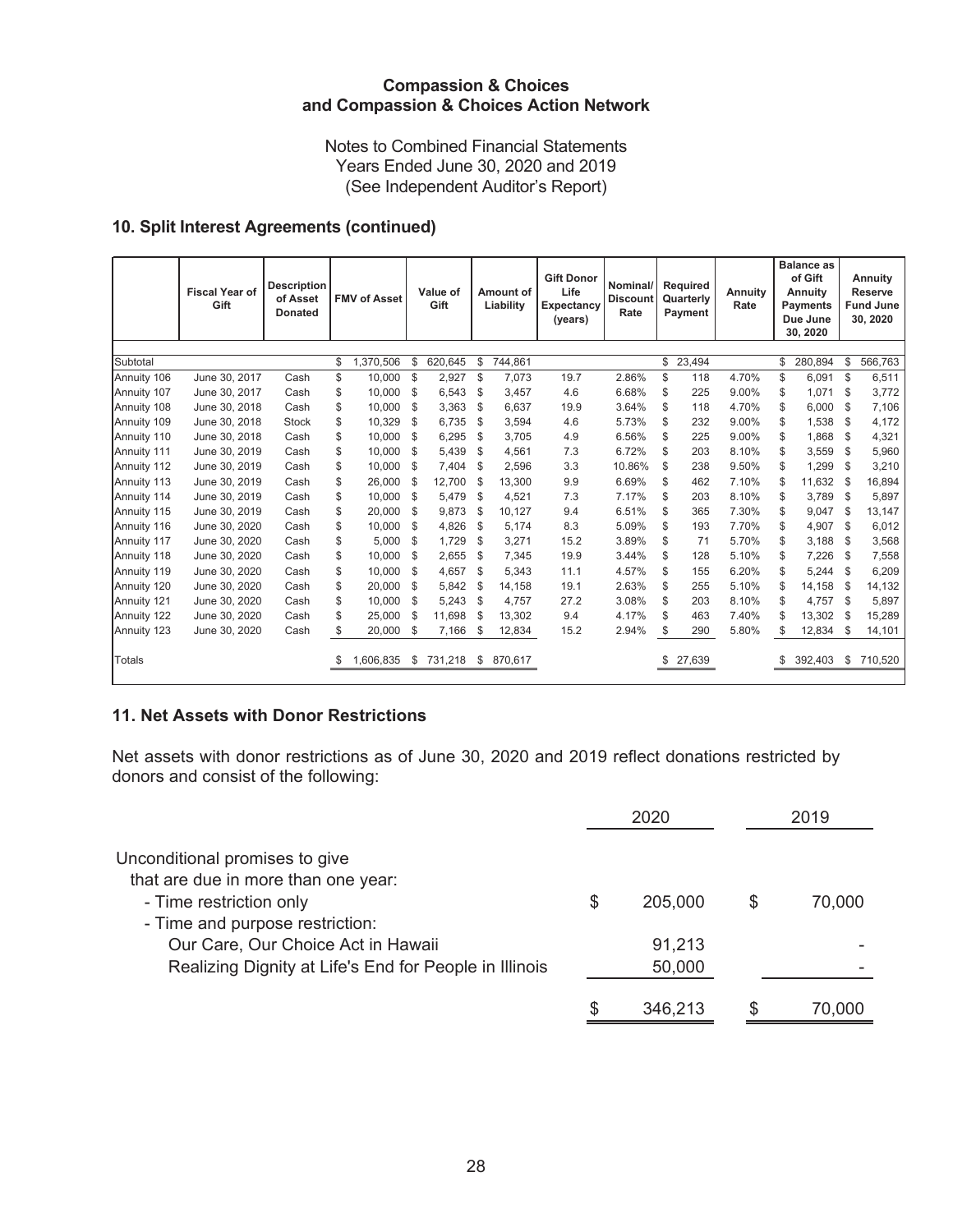**Compassion & Choices**
**and Compassion & Choices Action Network**

Notes to Combined Financial Statements
Years Ended June 30, 2020 and 2019
(See Independent Auditor's Report)

## 10. Split Interest Agreements (continued)

| | Fiscal Year of Gift | Description of Asset Donated | FMV of Asset | Value of Gift | Amount of Liability | Gift Donor Life Expectancy (years) | Nominal/ Discount Rate | Required Quarterly Payment | Annuity Rate | Balance as of Gift Annuity Payments Due June 30, 2020 | Annuity Reserve Fund June 30, 2020 |
|---|---|---|---|---|---|---|---|---|---|---|---|
| Subtotal | | | $ 1,370,506 | $ 620,645 | $ 744,861 | | | $ 23,494 | | $ 280,894 | $ 566,763 |
| Annuity 106 | June 30, 2017 | Cash | $ 10,000 | $ 2,927 | $ 7,073 | 19.7 | 2.86% | $ 118 | 4.70% | $ 6,091 | $ 6,511 |
| Annuity 107 | June 30, 2017 | Cash | $ 10,000 | $ 6,543 | $ 3,457 | 4.6 | 6.68% | $ 225 | 9.00% | $ 1,071 | $ 3,772 |
| Annuity 108 | June 30, 2018 | Cash | $ 10,000 | $ 3,363 | $ 6,637 | 19.9 | 3.64% | $ 118 | 4.70% | $ 6,000 | $ 7,106 |
| Annuity 109 | June 30, 2018 | Stock | $ 10,329 | $ 6,735 | $ 3,594 | 4.6 | 5.73% | $ 232 | 9.00% | $ 1,538 | $ 4,172 |
| Annuity 110 | June 30, 2018 | Cash | $ 10,000 | $ 6,295 | $ 3,705 | 4.9 | 6.56% | $ 225 | 9.00% | $ 1,868 | $ 4,321 |
| Annuity 111 | June 30, 2019 | Cash | $ 10,000 | $ 5,439 | $ 4,561 | 7.3 | 6.72% | $ 203 | 8.10% | $ 3,559 | $ 5,960 |
| Annuity 112 | June 30, 2019 | Cash | $ 10,000 | $ 7,404 | $ 2,596 | 3.3 | 10.86% | $ 238 | 9.50% | $ 1,299 | $ 3,210 |
| Annuity 113 | June 30, 2019 | Cash | $ 26,000 | $ 12,700 | $ 13,300 | 9.9 | 6.69% | $ 462 | 7.10% | $ 11,632 | $ 16,894 |
| Annuity 114 | June 30, 2019 | Cash | $ 10,000 | $ 5,479 | $ 4,521 | 7.3 | 7.17% | $ 203 | 8.10% | $ 3,789 | $ 5,897 |
| Annuity 115 | June 30, 2019 | Cash | $ 20,000 | $ 9,873 | $ 10,127 | 9.4 | 6.51% | $ 365 | 7.30% | $ 9,047 | $ 13,147 |
| Annuity 116 | June 30, 2020 | Cash | $ 10,000 | $ 4,826 | $ 5,174 | 8.3 | 5.09% | $ 193 | 7.70% | $ 4,907 | $ 6,012 |
| Annuity 117 | June 30, 2020 | Cash | $ 5,000 | $ 1,729 | $ 3,271 | 15.2 | 3.89% | $ 71 | 5.70% | $ 3,188 | $ 3,568 |
| Annuity 118 | June 30, 2020 | Cash | $ 10,000 | $ 2,655 | $ 7,345 | 19.9 | 3.44% | $ 128 | 5.10% | $ 7,226 | $ 7,558 |
| Annuity 119 | June 30, 2020 | Cash | $ 10,000 | $ 4,657 | $ 5,343 | 11.1 | 4.57% | $ 155 | 6.20% | $ 5,244 | $ 6,209 |
| Annuity 120 | June 30, 2020 | Cash | $ 20,000 | $ 5,842 | $ 14,158 | 19.1 | 2.63% | $ 255 | 5.10% | $ 14,158 | $ 14,132 |
| Annuity 121 | June 30, 2020 | Cash | $ 10,000 | $ 5,243 | $ 4,757 | 27.2 | 3.08% | $ 203 | 8.10% | $ 4,757 | $ 5,897 |
| Annuity 122 | June 30, 2020 | Cash | $ 25,000 | $ 11,698 | $ 13,302 | 9.4 | 4.17% | $ 463 | 7.40% | $ 13,302 | $ 15,289 |
| Annuity 123 | June 30, 2020 | Cash | $ 20,000 | $ 7,166 | $ 12,834 | 15.2 | 2.94% | $ 290 | 5.80% | $ 12,834 | $ 14,101 |
| Totals | | | $ 1,606,835 | $ 731,218 | $ 870,617 | | | $ 27,639 | | $ 392,403 | $ 710,520 |

## 11. Net Assets with Donor Restrictions

Net assets with donor restrictions as of June 30, 2020 and 2019 reflect donations restricted by donors and consist of the following:

| | 2020 | 2019 |
|---|---|---|
| Unconditional promises to give that are due in more than one year: | | |
| - Time restriction only | $ 205,000 | $ 70,000 |
| - Time and purpose restriction: | | |
| Our Care, Our Choice Act in Hawaii | 91,213 | - |
| Realizing Dignity at Life's End for People in Illinois | 50,000 | - |
| | $ 346,213 | $ 70,000 |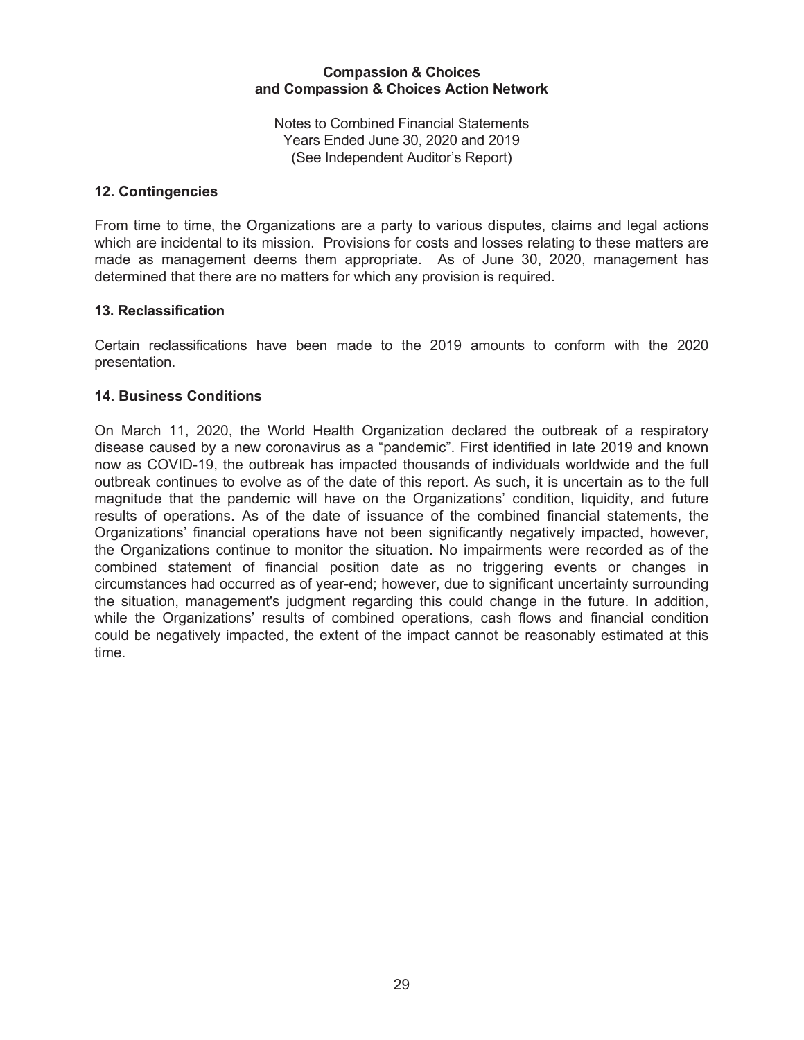## 12. Contingencies

From time to time, the Organizations are a party to various disputes, claims and legal actions which are incidental to its mission. Provisions for costs and losses relating to these matters are made as management deems them appropriate. As of June 30, 2020, management has determined that there are no matters for which any provision is required.

## 13. Reclassification

Certain reclassifications have been made to the 2019 amounts to conform with the 2020 presentation.

## 14. Business Conditions

On March 11, 2020, the World Health Organization declared the outbreak of a respiratory disease caused by a new coronavirus as a "pandemic". First identified in late 2019 and known now as COVID-19, the outbreak has impacted thousands of individuals worldwide and the full outbreak continues to evolve as of the date of this report. As such, it is uncertain as to the full magnitude that the pandemic will have on the Organizations' condition, liquidity, and future results of operations. As of the date of issuance of the combined financial statements, the Organizations' financial operations have not been significantly negatively impacted, however, the Organizations continue to monitor the situation. No impairments were recorded as of the combined statement of financial position date as no triggering events or changes in circumstances had occurred as of year-end; however, due to significant uncertainty surrounding the situation, management's judgment regarding this could change in the future. In addition, while the Organizations' results of combined operations, cash flows and financial condition could be negatively impacted, the extent of the impact cannot be reasonably estimated at this time.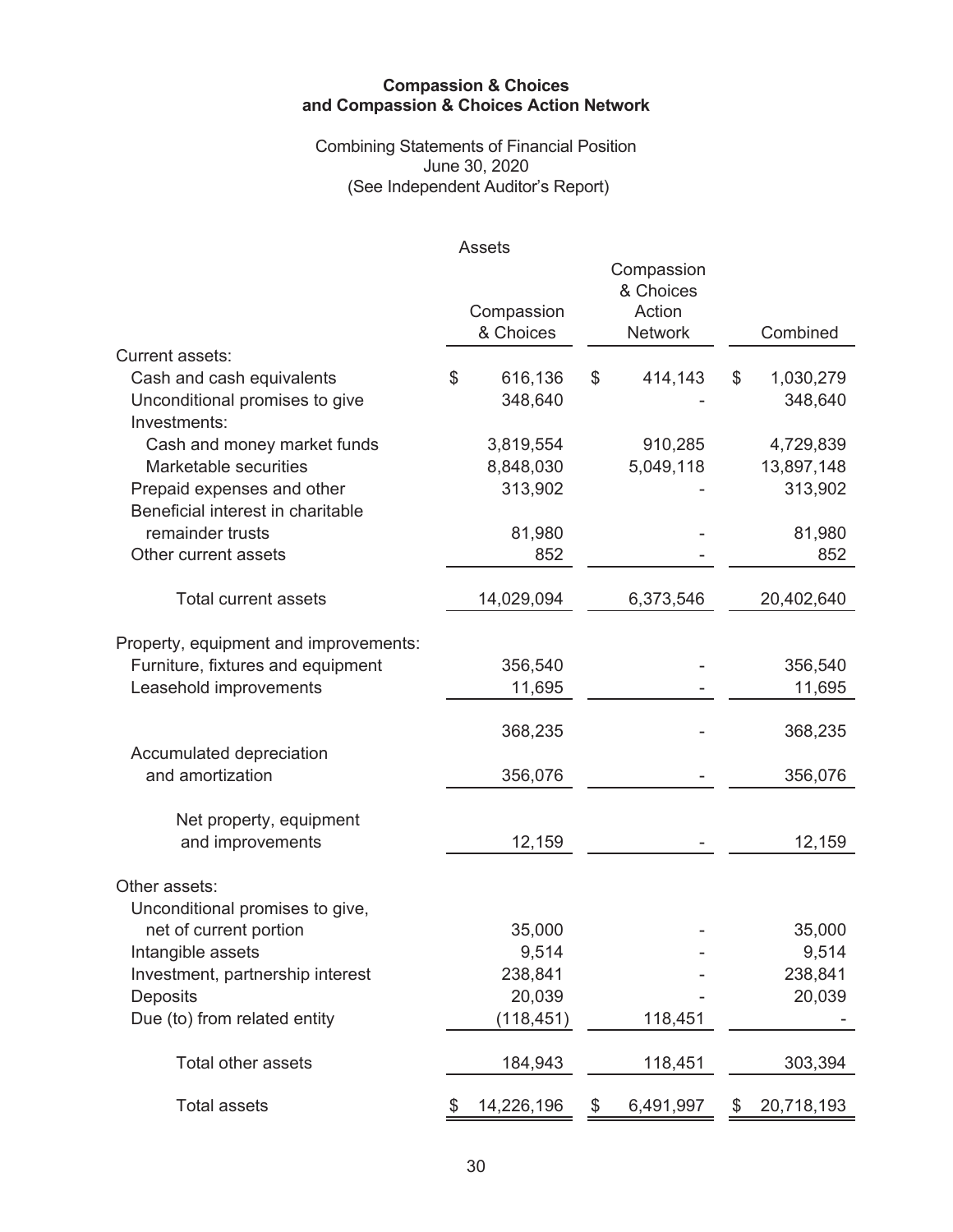**Compassion & Choices**
**and Compassion & Choices Action Network**

Combining Statements of Financial Position
June 30, 2020
(See Independent Auditor's Report)

Assets

| | Compassion & Choices | Compassion & Choices Action Network | Combined |
|---|---|---|---|
| Current assets: | | | |
| Cash and cash equivalents | $ 616,136 | $ 414,143 | $ 1,030,279 |
| Unconditional promises to give | 348,640 | - | 348,640 |
| Investments: | | | |
| Cash and money market funds | 3,819,554 | 910,285 | 4,729,839 |
| Marketable securities | 8,848,030 | 5,049,118 | 13,897,148 |
| Prepaid expenses and other | 313,902 | - | 313,902 |
| Beneficial interest in charitable remainder trusts | 81,980 | - | 81,980 |
| Other current assets | 852 | - | 852 |
| Total current assets | 14,029,094 | 6,373,546 | 20,402,640 |
| Property, equipment and improvements: | | | |
| Furniture, fixtures and equipment | 356,540 | - | 356,540 |
| Leasehold improvements | 11,695 | - | 11,695 |
| | 368,235 | - | 368,235 |
| Accumulated depreciation and amortization | 356,076 | - | 356,076 |
| Net property, equipment and improvements | 12,159 | - | 12,159 |
| Other assets: | | | |
| Unconditional promises to give, net of current portion | 35,000 | - | 35,000 |
| Intangible assets | 9,514 | - | 9,514 |
| Investment, partnership interest | 238,841 | - | 238,841 |
| Deposits | 20,039 | - | 20,039 |
| Due (to) from related entity | (118,451) | 118,451 | - |
| Total other assets | 184,943 | 118,451 | 303,394 |
| Total assets | $ 14,226,196 | $ 6,491,997 | $ 20,718,193 |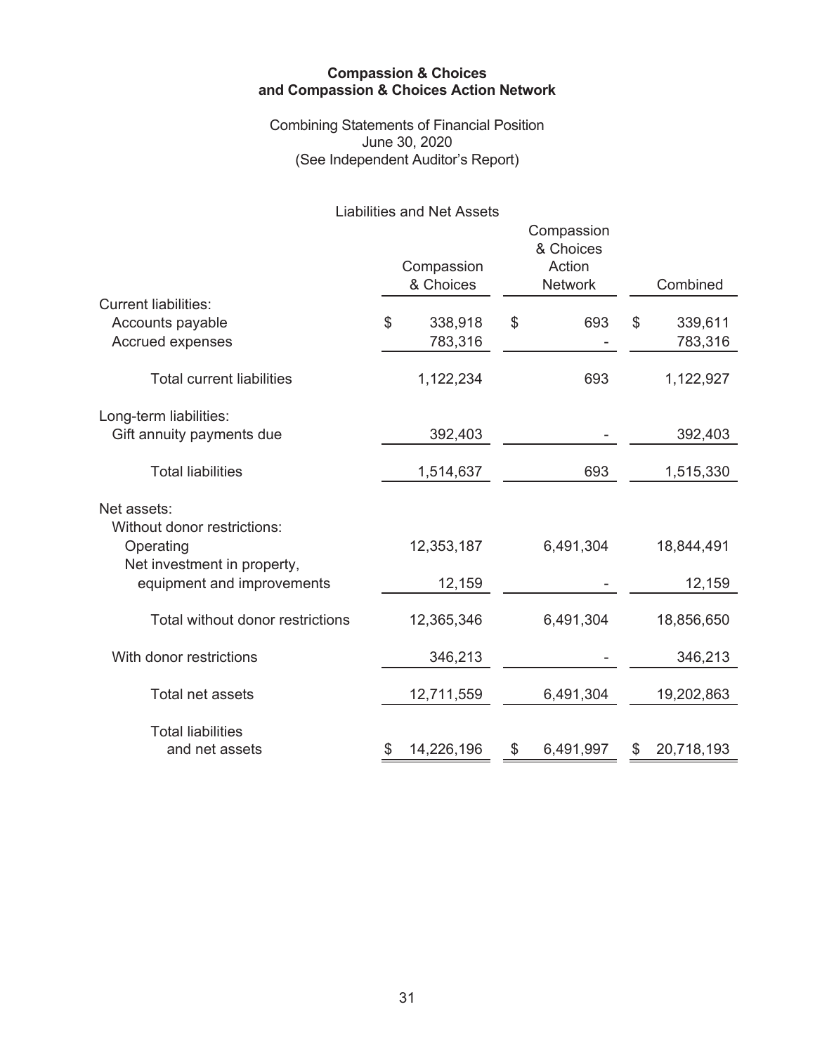**Compassion & Choices**
**and Compassion & Choices Action Network**

Combining Statements of Financial Position
June 30, 2020
(See Independent Auditor's Report)

Liabilities and Net Assets

| | Compassion & Choices | Compassion & Choices Action Network | Combined |
|---|---|---|---|
| Current liabilities: | | | |
| Accounts payable | $ 338,918 | $ 693 | $ 339,611 |
| Accrued expenses | 783,316 | - | 783,316 |
| Total current liabilities | 1,122,234 | 693 | 1,122,927 |
| Long-term liabilities: | | | |
| Gift annuity payments due | 392,403 | - | 392,403 |
| Total liabilities | 1,514,637 | 693 | 1,515,330 |
| Net assets: | | | |
| Without donor restrictions: | | | |
| Operating | 12,353,187 | 6,491,304 | 18,844,491 |
| Net investment in property, equipment and improvements | 12,159 | - | 12,159 |
| Total without donor restrictions | 12,365,346 | 6,491,304 | 18,856,650 |
| With donor restrictions | 346,213 | - | 346,213 |
| Total net assets | 12,711,559 | 6,491,304 | 19,202,863 |
| Total liabilities and net assets | $ 14,226,196 | $ 6,491,997 | $ 20,718,193 |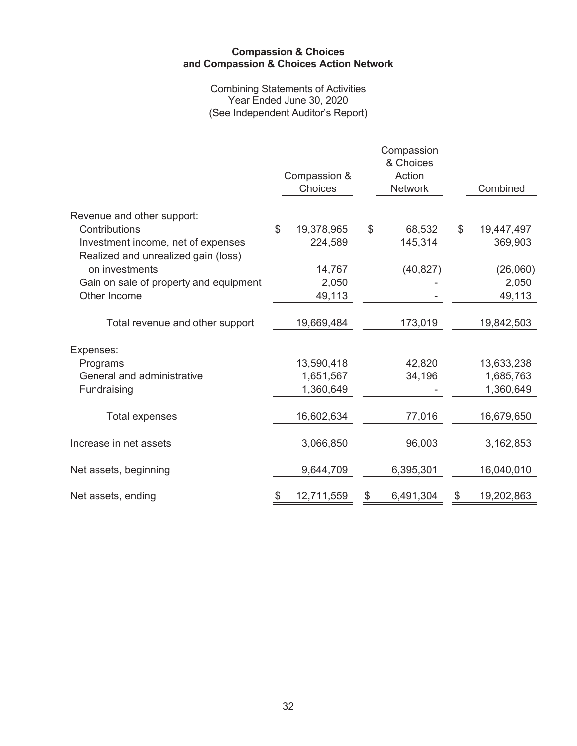**Compassion & Choices**
**and Compassion & Choices Action Network**

Combining Statements of Activities
Year Ended June 30, 2020
(See Independent Auditor's Report)

| | Compassion & Choices | Compassion & Choices Action Network | Combined |
|---|---|---|---|
| Revenue and other support: | | | |
| Contributions | $ 19,378,965 | $ 68,532 | $ 19,447,497 |
| Investment income, net of expenses | 224,589 | 145,314 | 369,903 |
| Realized and unrealized gain (loss) on investments | 14,767 | (40,827) | (26,060) |
| Gain on sale of property and equipment | 2,050 | - | 2,050 |
| Other Income | 49,113 | - | 49,113 |
| Total revenue and other support | 19,669,484 | 173,019 | 19,842,503 |
| Expenses: | | | |
| Programs | 13,590,418 | 42,820 | 13,633,238 |
| General and administrative | 1,651,567 | 34,196 | 1,685,763 |
| Fundraising | 1,360,649 | - | 1,360,649 |
| Total expenses | 16,602,634 | 77,016 | 16,679,650 |
| Increase in net assets | 3,066,850 | 96,003 | 3,162,853 |
| Net assets, beginning | 9,644,709 | 6,395,301 | 16,040,010 |
| Net assets, ending | $ 12,711,559 | $ 6,491,304 | $ 19,202,863 |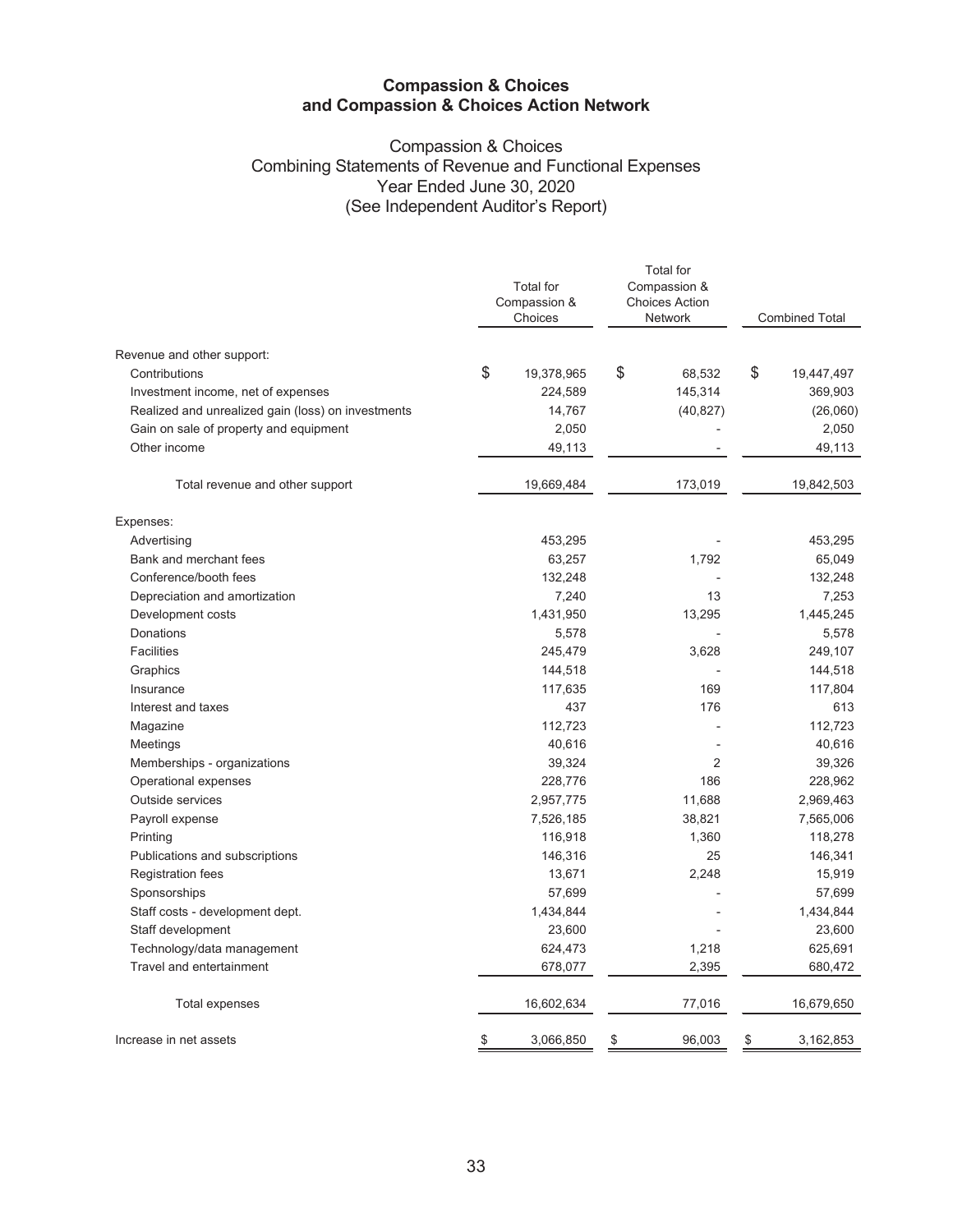**Compassion & Choices**
**and Compassion & Choices Action Network**

Compassion & Choices
Combining Statements of Revenue and Functional Expenses
Year Ended June 30, 2020
(See Independent Auditor's Report)

| | Total for Compassion & Choices | Total for Compassion & Choices Action Network | Combined Total |
|---|---|---|---|
| Revenue and other support: | | | |
| Contributions | $ 19,378,965 | $ 68,532 | $ 19,447,497 |
| Investment income, net of expenses | 224,589 | 145,314 | 369,903 |
| Realized and unrealized gain (loss) on investments | 14,767 | (40,827) | (26,060) |
| Gain on sale of property and equipment | 2,050 | - | 2,050 |
| Other income | 49,113 | - | 49,113 |
| Total revenue and other support | 19,669,484 | 173,019 | 19,842,503 |
| Expenses: | | | |
| Advertising | 453,295 | - | 453,295 |
| Bank and merchant fees | 63,257 | 1,792 | 65,049 |
| Conference/booth fees | 132,248 | - | 132,248 |
| Depreciation and amortization | 7,240 | 13 | 7,253 |
| Development costs | 1,431,950 | 13,295 | 1,445,245 |
| Donations | 5,578 | - | 5,578 |
| Facilities | 245,479 | 3,628 | 249,107 |
| Graphics | 144,518 | - | 144,518 |
| Insurance | 117,635 | 169 | 117,804 |
| Interest and taxes | 437 | 176 | 613 |
| Magazine | 112,723 | - | 112,723 |
| Meetings | 40,616 | - | 40,616 |
| Memberships - organizations | 39,324 | 2 | 39,326 |
| Operational expenses | 228,776 | 186 | 228,962 |
| Outside services | 2,957,775 | 11,688 | 2,969,463 |
| Payroll expense | 7,526,185 | 38,821 | 7,565,006 |
| Printing | 116,918 | 1,360 | 118,278 |
| Publications and subscriptions | 146,316 | 25 | 146,341 |
| Registration fees | 13,671 | 2,248 | 15,919 |
| Sponsorships | 57,699 | - | 57,699 |
| Staff costs - development dept. | 1,434,844 | - | 1,434,844 |
| Staff development | 23,600 | - | 23,600 |
| Technology/data management | 624,473 | 1,218 | 625,691 |
| Travel and entertainment | 678,077 | 2,395 | 680,472 |
| Total expenses | 16,602,634 | 77,016 | 16,679,650 |
| Increase in net assets | $ 3,066,850 | $ 96,003 | $ 3,162,853 |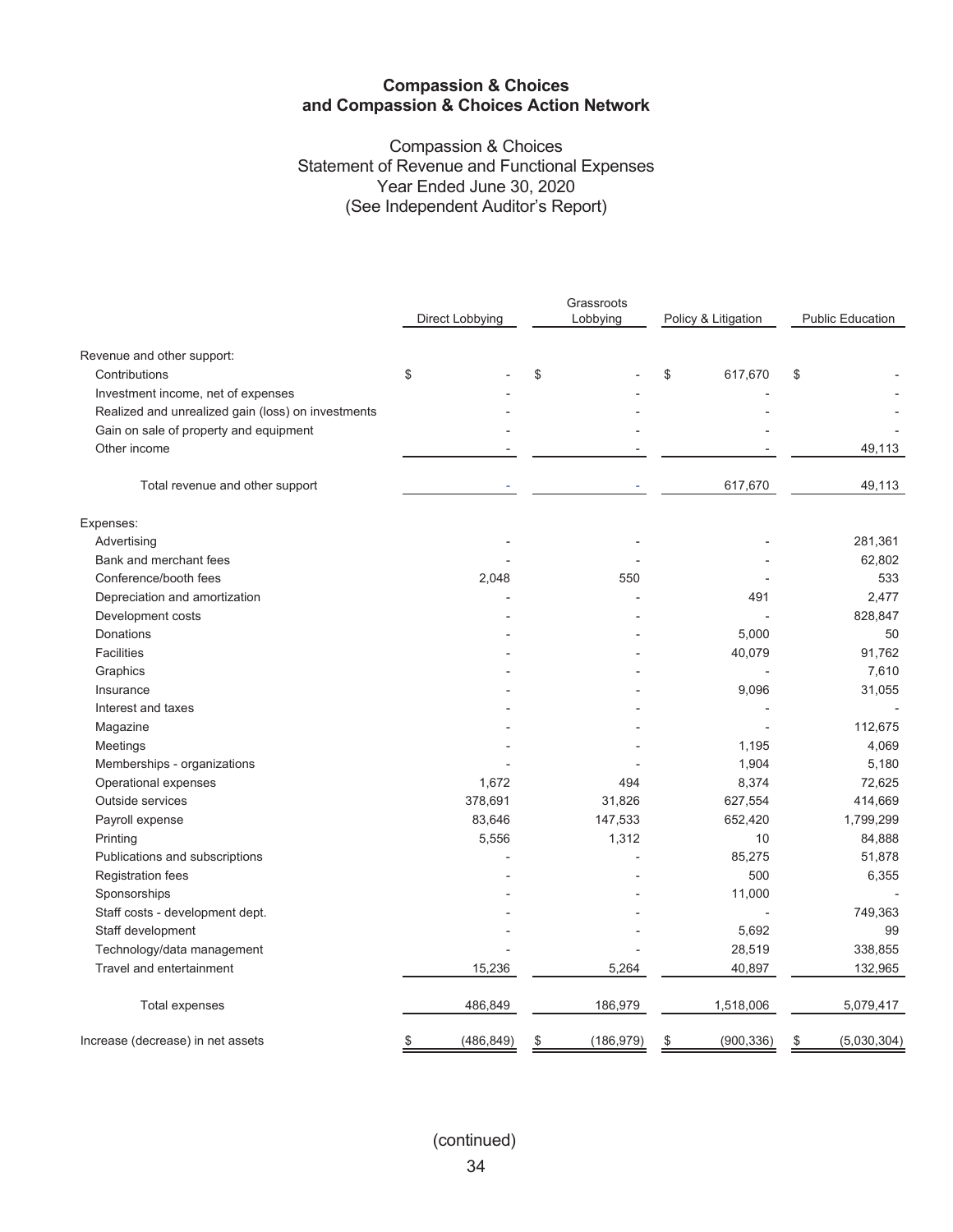**Compassion & Choices and Compassion & Choices Action Network**

Compassion & Choices
Statement of Revenue and Functional Expenses
Year Ended June 30, 2020
(See Independent Auditor's Report)

| | Direct Lobbying | Grassroots Lobbying | Policy & Litigation | Public Education |
|---|---|---|---|---|
| Revenue and other support: | | | | |
| Contributions | $ - | $ - | $ 617,670 | $ - |
| Investment income, net of expenses | - | - | - | - |
| Realized and unrealized gain (loss) on investments | - | - | - | - |
| Gain on sale of property and equipment | - | - | - | - |
| Other income | - | - | - | 49,113 |
| Total revenue and other support | - | - | 617,670 | 49,113 |
| Expenses: | | | | |
| Advertising | - | - | - | 281,361 |
| Bank and merchant fees | - | - | - | 62,802 |
| Conference/booth fees | 2,048 | 550 | - | 533 |
| Depreciation and amortization | - | - | 491 | 2,477 |
| Development costs | - | - | - | 828,847 |
| Donations | - | - | 5,000 | 50 |
| Facilities | - | - | 40,079 | 91,762 |
| Graphics | - | - | - | 7,610 |
| Insurance | - | - | 9,096 | 31,055 |
| Interest and taxes | - | - | - | - |
| Magazine | - | - | - | 112,675 |
| Meetings | - | - | 1,195 | 4,069 |
| Memberships - organizations | - | - | 1,904 | 5,180 |
| Operational expenses | 1,672 | 494 | 8,374 | 72,625 |
| Outside services | 378,691 | 31,826 | 627,554 | 414,669 |
| Payroll expense | 83,646 | 147,533 | 652,420 | 1,799,299 |
| Printing | 5,556 | 1,312 | 10 | 84,888 |
| Publications and subscriptions | - | - | 85,275 | 51,878 |
| Registration fees | - | - | 500 | 6,355 |
| Sponsorships | - | - | 11,000 | - |
| Staff costs - development dept. | - | - | - | 749,363 |
| Staff development | - | - | 5,692 | 99 |
| Technology/data management | - | - | 28,519 | 338,855 |
| Travel and entertainment | 15,236 | 5,264 | 40,897 | 132,965 |
| Total expenses | 486,849 | 186,979 | 1,518,006 | 5,079,417 |
| Increase (decrease) in net assets | $ (486,849) | $ (186,979) | $ (900,336) | $ (5,030,304) |

(continued)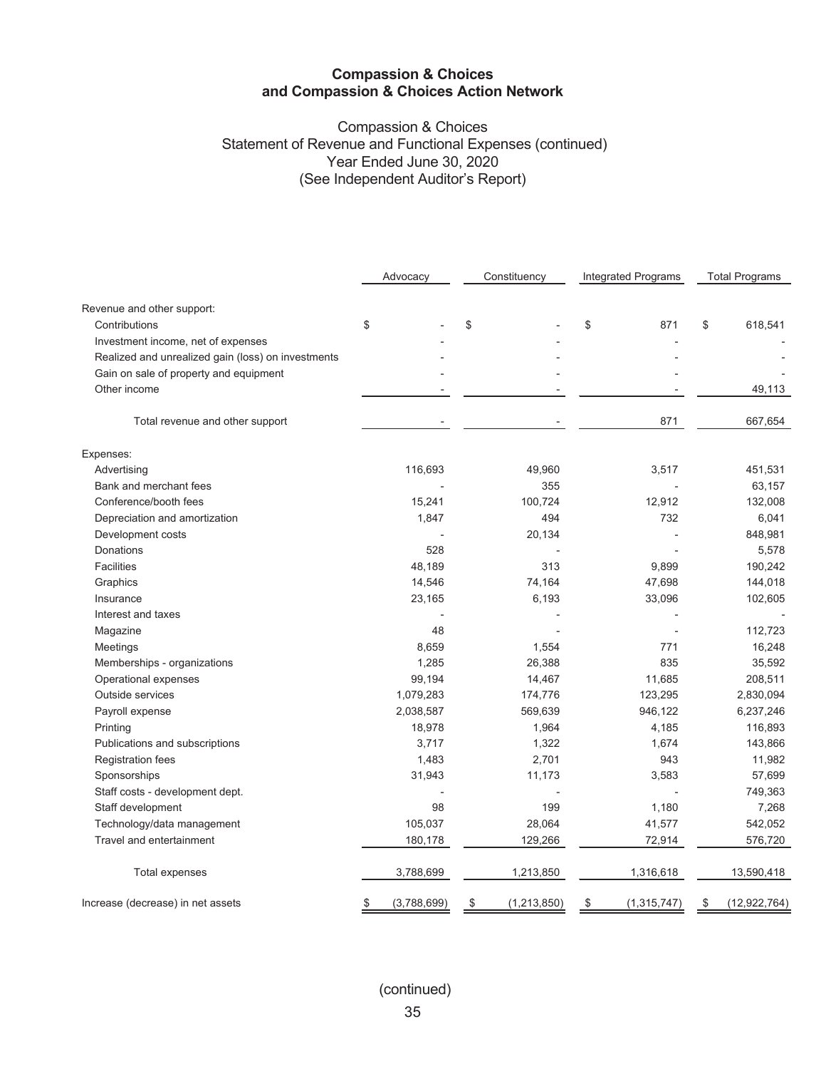**Compassion & Choices**
**and Compassion & Choices Action Network**

Compassion & Choices
Statement of Revenue and Functional Expenses (continued)
Year Ended June 30, 2020
(See Independent Auditor's Report)

| | Advocacy | Constituency | Integrated Programs | Total Programs |
|---|---|---|---|---|
| Revenue and other support: | | | | |
| Contributions | $ - | $ - | $ 871 | $ 618,541 |
| Investment income, net of expenses | - | - | - | - |
| Realized and unrealized gain (loss) on investments | - | - | - | - |
| Gain on sale of property and equipment | - | - | - | - |
| Other income | - | - | - | 49,113 |
| Total revenue and other support | - | - | 871 | 667,654 |
| Expenses: | | | | |
| Advertising | 116,693 | 49,960 | 3,517 | 451,531 |
| Bank and merchant fees | - | 355 | - | 63,157 |
| Conference/booth fees | 15,241 | 100,724 | 12,912 | 132,008 |
| Depreciation and amortization | 1,847 | 494 | 732 | 6,041 |
| Development costs | - | 20,134 | - | 848,981 |
| Donations | 528 | - | - | 5,578 |
| Facilities | 48,189 | 313 | 9,899 | 190,242 |
| Graphics | 14,546 | 74,164 | 47,698 | 144,018 |
| Insurance | 23,165 | 6,193 | 33,096 | 102,605 |
| Interest and taxes | - | - | - | - |
| Magazine | 48 | - | - | 112,723 |
| Meetings | 8,659 | 1,554 | 771 | 16,248 |
| Memberships - organizations | 1,285 | 26,388 | 835 | 35,592 |
| Operational expenses | 99,194 | 14,467 | 11,685 | 208,511 |
| Outside services | 1,079,283 | 174,776 | 123,295 | 2,830,094 |
| Payroll expense | 2,038,587 | 569,639 | 946,122 | 6,237,246 |
| Printing | 18,978 | 1,964 | 4,185 | 116,893 |
| Publications and subscriptions | 3,717 | 1,322 | 1,674 | 143,866 |
| Registration fees | 1,483 | 2,701 | 943 | 11,982 |
| Sponsorships | 31,943 | 11,173 | 3,583 | 57,699 |
| Staff costs - development dept. | - | - | - | 749,363 |
| Staff development | 98 | 199 | 1,180 | 7,268 |
| Technology/data management | 105,037 | 28,064 | 41,577 | 542,052 |
| Travel and entertainment | 180,178 | 129,266 | 72,914 | 576,720 |
| Total expenses | 3,788,699 | 1,213,850 | 1,316,618 | 13,590,418 |
| Increase (decrease) in net assets | $ (3,788,699) | $ (1,213,850) | $ (1,315,747) | $ (12,922,764) |

(continued)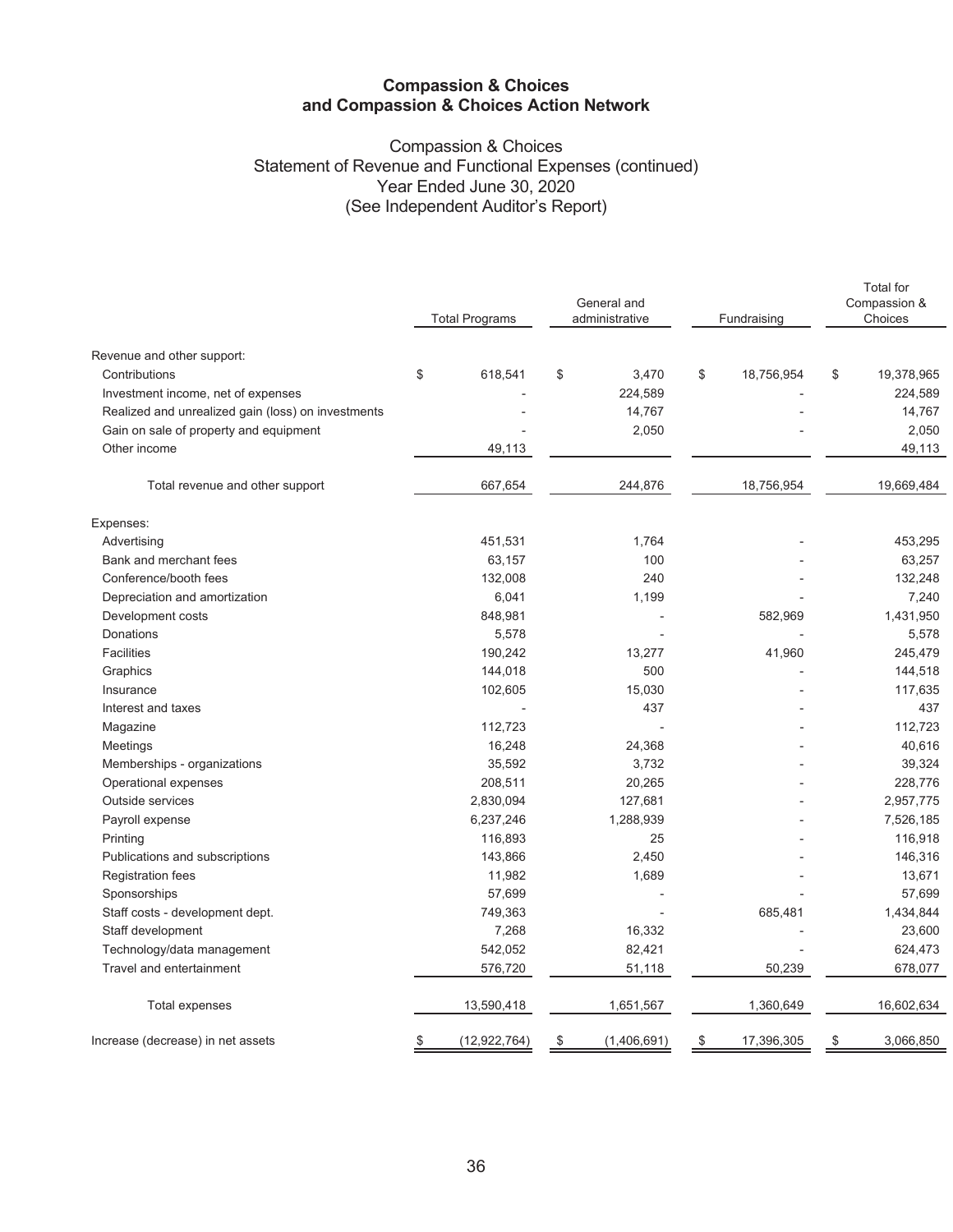# Compassion & Choices
# and Compassion & Choices Action Network

## Compassion & Choices
## Statement of Revenue and Functional Expenses (continued)
## Year Ended June 30, 2020
## (See Independent Auditor's Report)

| | Total Programs | General and administrative | Fundraising | Total for Compassion & Choices |
|---|---|---|---|---|
| Revenue and other support: | | | | |
| Contributions | $ 618,541 | $ 3,470 | $ 18,756,954 | $ 19,378,965 |
| Investment income, net of expenses | - | 224,589 | - | 224,589 |
| Realized and unrealized gain (loss) on investments | - | 14,767 | - | 14,767 |
| Gain on sale of property and equipment | - | 2,050 | - | 2,050 |
| Other income | 49,113 | | | 49,113 |
| Total revenue and other support | 667,654 | 244,876 | 18,756,954 | 19,669,484 |
| Expenses: | | | | |
| Advertising | 451,531 | 1,764 | - | 453,295 |
| Bank and merchant fees | 63,157 | 100 | - | 63,257 |
| Conference/booth fees | 132,008 | 240 | - | 132,248 |
| Depreciation and amortization | 6,041 | 1,199 | - | 7,240 |
| Development costs | 848,981 | - | 582,969 | 1,431,950 |
| Donations | 5,578 | - | - | 5,578 |
| Facilities | 190,242 | 13,277 | 41,960 | 245,479 |
| Graphics | 144,018 | 500 | - | 144,518 |
| Insurance | 102,605 | 15,030 | - | 117,635 |
| Interest and taxes | - | 437 | - | 437 |
| Magazine | 112,723 | - | - | 112,723 |
| Meetings | 16,248 | 24,368 | - | 40,616 |
| Memberships - organizations | 35,592 | 3,732 | - | 39,324 |
| Operational expenses | 208,511 | 20,265 | - | 228,776 |
| Outside services | 2,830,094 | 127,681 | - | 2,957,775 |
| Payroll expense | 6,237,246 | 1,288,939 | - | 7,526,185 |
| Printing | 116,893 | 25 | - | 116,918 |
| Publications and subscriptions | 143,866 | 2,450 | - | 146,316 |
| Registration fees | 11,982 | 1,689 | - | 13,671 |
| Sponsorships | 57,699 | - | - | 57,699 |
| Staff costs - development dept. | 749,363 | - | 685,481 | 1,434,844 |
| Staff development | 7,268 | 16,332 | - | 23,600 |
| Technology/data management | 542,052 | 82,421 | - | 624,473 |
| Travel and entertainment | 576,720 | 51,118 | 50,239 | 678,077 |
| Total expenses | 13,590,418 | 1,651,567 | 1,360,649 | 16,602,634 |
| Increase (decrease) in net assets | $ (12,922,764) | $ (1,406,691) | $ 17,396,305 | $ 3,066,850 |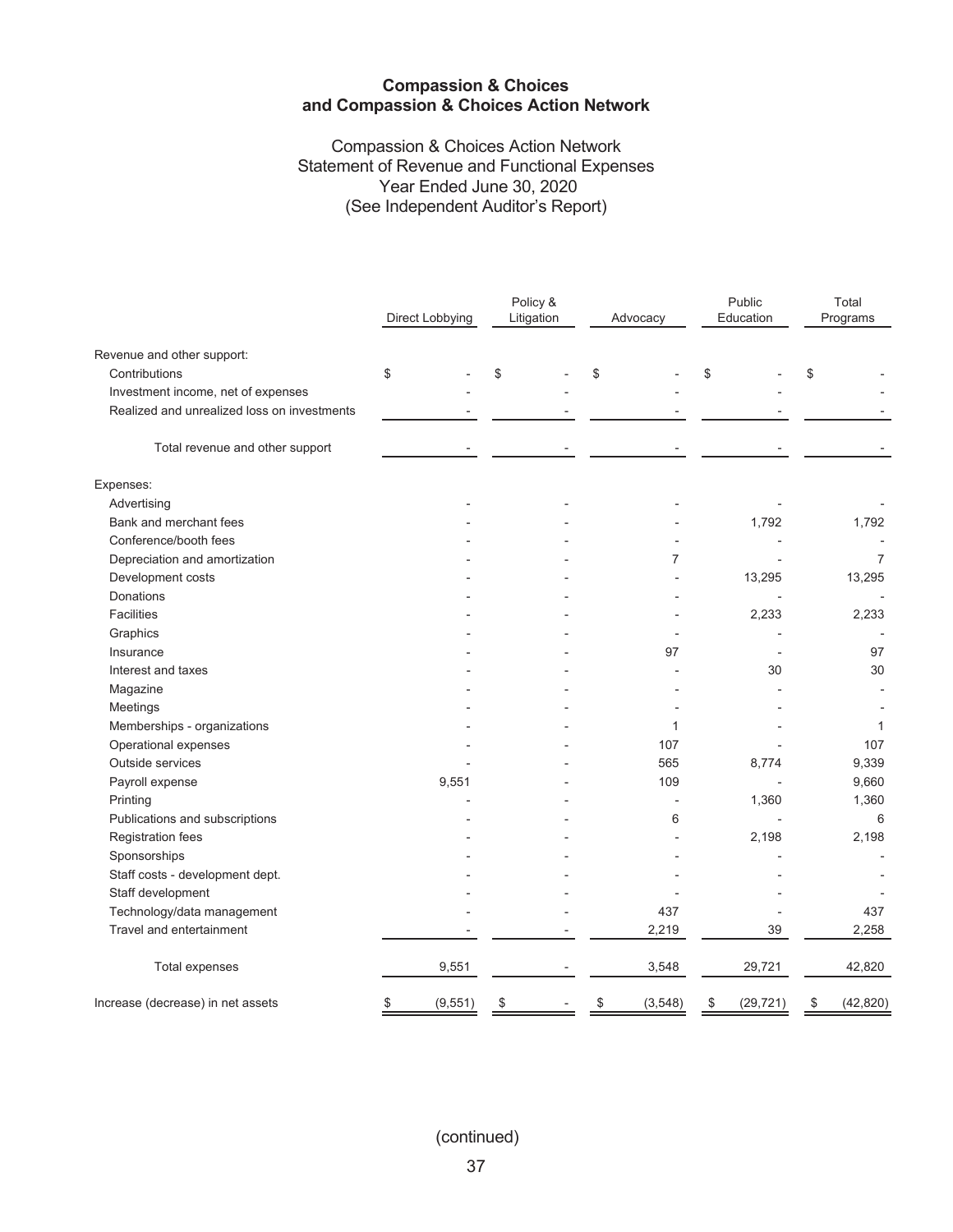**Compassion & Choices and Compassion & Choices Action Network**

Compassion & Choices Action Network
Statement of Revenue and Functional Expenses
Year Ended June 30, 2020
(See Independent Auditor's Report)

| | Direct Lobbying | Policy & Litigation | Advocacy | Public Education | Total Programs |
|---|---|---|---|---|---|
| Revenue and other support: | | | | | |
| Contributions | $ - | $ - | $ - | $ - | $ - |
| Investment income, net of expenses | - | - | - | - | - |
| Realized and unrealized loss on investments | - | - | - | - | - |
| Total revenue and other support | - | - | - | - | - |
| Expenses: | | | | | |
| Advertising | - | - | - | - | - |
| Bank and merchant fees | - | - | - | 1,792 | 1,792 |
| Conference/booth fees | - | - | - | - | - |
| Depreciation and amortization | - | - | 7 | - | 7 |
| Development costs | - | - | - | 13,295 | 13,295 |
| Donations | - | - | - | - | - |
| Facilities | - | - | - | 2,233 | 2,233 |
| Graphics | - | - | - | - | - |
| Insurance | - | - | 97 | - | 97 |
| Interest and taxes | - | - | - | 30 | 30 |
| Magazine | - | - | - | - | - |
| Meetings | - | - | - | - | - |
| Memberships - organizations | - | - | 1 | - | 1 |
| Operational expenses | - | - | 107 | - | 107 |
| Outside services | - | - | 565 | 8,774 | 9,339 |
| Payroll expense | 9,551 | - | 109 | - | 9,660 |
| Printing | - | - | - | 1,360 | 1,360 |
| Publications and subscriptions | - | - | 6 | - | 6 |
| Registration fees | - | - | - | 2,198 | 2,198 |
| Sponsorships | - | - | - | - | - |
| Staff costs - development dept. | - | - | - | - | - |
| Staff development | - | - | - | - | - |
| Technology/data management | - | - | 437 | - | 437 |
| Travel and entertainment | - | - | 2,219 | 39 | 2,258 |
| Total expenses | 9,551 | - | 3,548 | 29,721 | 42,820 |
| Increase (decrease) in net assets | $ (9,551) | $ - | $ (3,548) | $ (29,721) | $ (42,820) |

(continued)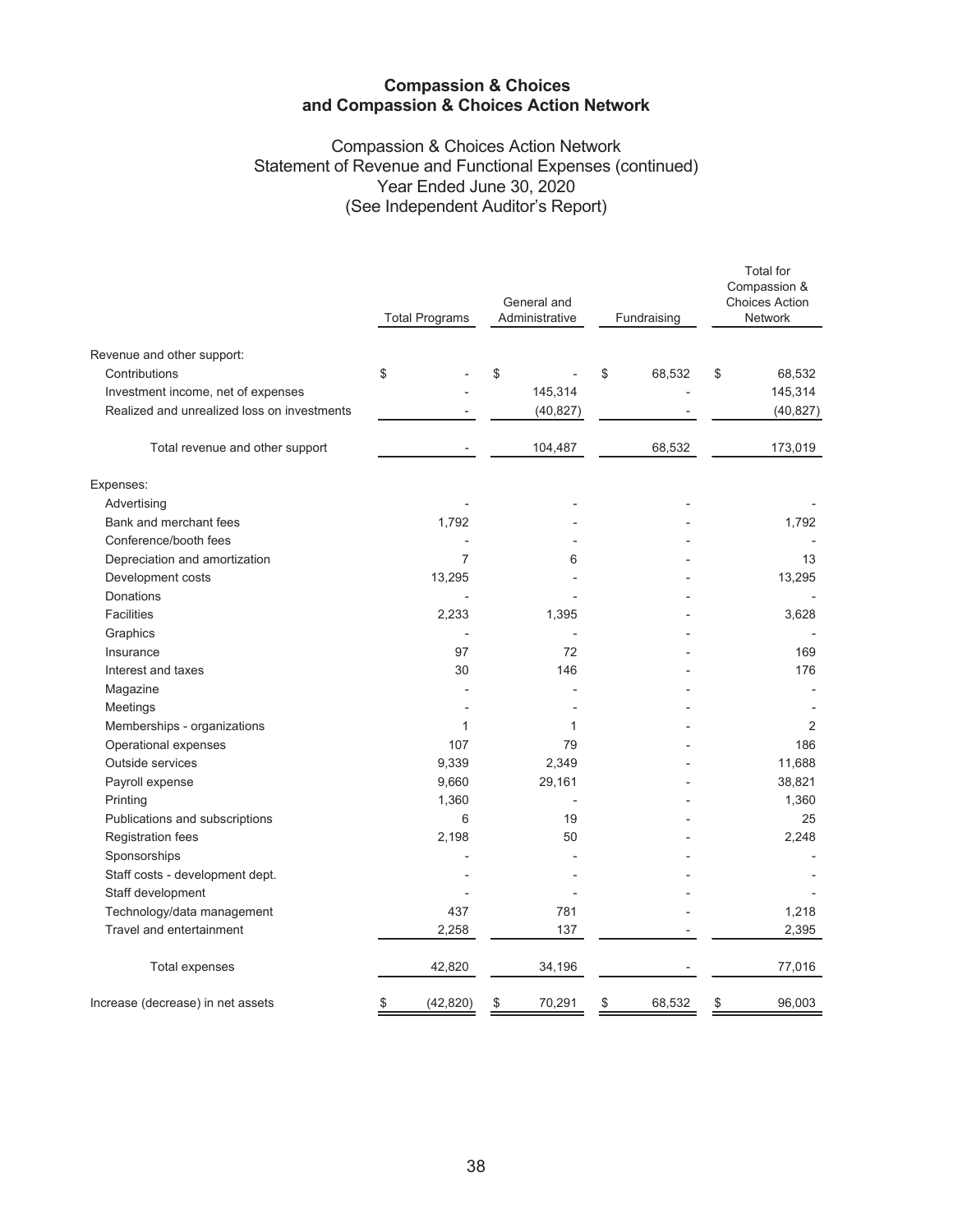# Compassion & Choices and Compassion & Choices Action Network

## Compassion & Choices Action Network
## Statement of Revenue and Functional Expenses (continued)
## Year Ended June 30, 2020
## (See Independent Auditor's Report)

| | Total Programs | General and Administrative | Fundraising | Total for Compassion & Choices Action Network |
|---|---|---|---|---|
| Revenue and other support: | | | | |
| Contributions | $ - | $ - | $ 68,532 | $ 68,532 |
| Investment income, net of expenses | - | 145,314 | - | 145,314 |
| Realized and unrealized loss on investments | - | (40,827) | - | (40,827) |
| Total revenue and other support | - | 104,487 | 68,532 | 173,019 |
| Expenses: | | | | |
| Advertising | - | - | - | - |
| Bank and merchant fees | 1,792 | - | - | 1,792 |
| Conference/booth fees | - | - | - | - |
| Depreciation and amortization | 7 | 6 | - | 13 |
| Development costs | 13,295 | - | - | 13,295 |
| Donations | - | - | - | - |
| Facilities | 2,233 | 1,395 | - | 3,628 |
| Graphics | - | - | - | - |
| Insurance | 97 | 72 | - | 169 |
| Interest and taxes | 30 | 146 | - | 176 |
| Magazine | - | - | - | - |
| Meetings | - | - | - | - |
| Memberships - organizations | 1 | 1 | - | 2 |
| Operational expenses | 107 | 79 | - | 186 |
| Outside services | 9,339 | 2,349 | - | 11,688 |
| Payroll expense | 9,660 | 29,161 | - | 38,821 |
| Printing | 1,360 | - | - | 1,360 |
| Publications and subscriptions | 6 | 19 | - | 25 |
| Registration fees | 2,198 | 50 | - | 2,248 |
| Sponsorships | - | - | - | - |
| Staff costs - development dept. | - | - | - | - |
| Staff development | - | - | - | - |
| Technology/data management | 437 | 781 | - | 1,218 |
| Travel and entertainment | 2,258 | 137 | - | 2,395 |
| Total expenses | 42,820 | 34,196 | - | 77,016 |
| Increase (decrease) in net assets | $ (42,820) | $ 70,291 | $ 68,532 | $ 96,003 |